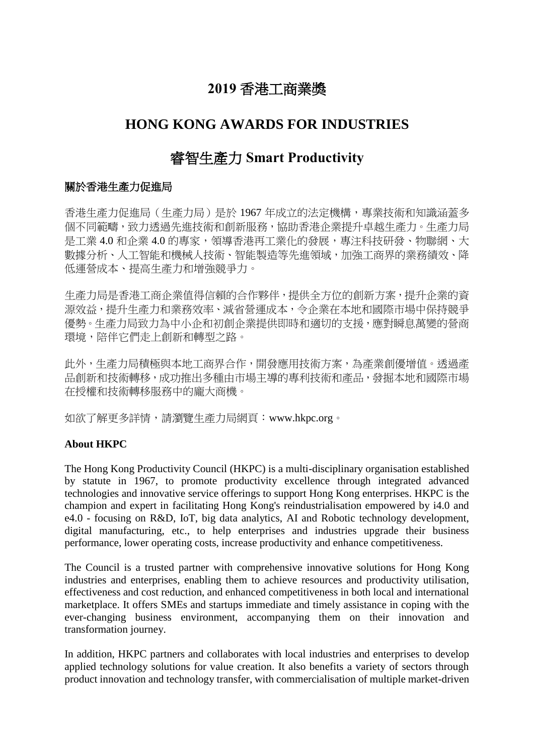# 2019 香港工商業獎

# HONG KONG AWARDS FOR INDUSTRIES

# 睿智生產力 Smart Productivity

### 關於香港生產力促進局

香港生產力促進局（生產力局）是於 1967 年成立的法定機構，專業技術和知識涵蓋多個不同範疇，致力透過先進技術和創新服務，協助香港企業提升卓越生產力。生產力局是工業 4.0 和企業 4.0 的專家，領導香港再工業化的發展，專注科技研發、物聯網、大數據分析、人工智能和機械人技術、智能製造等先進領域，加強工商界的業務績效、降低運營成本、提高生產力和增強競爭力。

生產力局是香港工商企業值得信賴的合作夥伴，提供全方位的創新方案，提升企業的資源效益，提升生產力和業務效率、減省營運成本，令企業在本地和國際市場中保持競爭優勢。生產力局致力為中小企和初創企業提供即時和適切的支援，應對瞬息萬變的營商環境，陪伴它們走上創新和轉型之路。

此外，生產力局積極與本地工商界合作，開發應用技術方案，為產業創優增值。透過產品創新和技術轉移，成功推出多種由市場主導的專利技術和產品，發掘本地和國際市場在授權和技術轉移服務中的龐大商機。

如欲了解更多詳情，請瀏覽生產力局網頁：www.hkpc.org。

### About HKPC

The Hong Kong Productivity Council (HKPC) is a multi-disciplinary organisation established by statute in 1967, to promote productivity excellence through integrated advanced technologies and innovative service offerings to support Hong Kong enterprises. HKPC is the champion and expert in facilitating Hong Kong's reindustrialisation empowered by i4.0 and e4.0 - focusing on R&D, IoT, big data analytics, AI and Robotic technology development, digital manufacturing, etc., to help enterprises and industries upgrade their business performance, lower operating costs, increase productivity and enhance competitiveness.

The Council is a trusted partner with comprehensive innovative solutions for Hong Kong industries and enterprises, enabling them to achieve resources and productivity utilisation, effectiveness and cost reduction, and enhanced competitiveness in both local and international marketplace. It offers SMEs and startups immediate and timely assistance in coping with the ever-changing business environment, accompanying them on their innovation and transformation journey.

In addition, HKPC partners and collaborates with local industries and enterprises to develop applied technology solutions for value creation. It also benefits a variety of sectors through product innovation and technology transfer, with commercialisation of multiple market-driven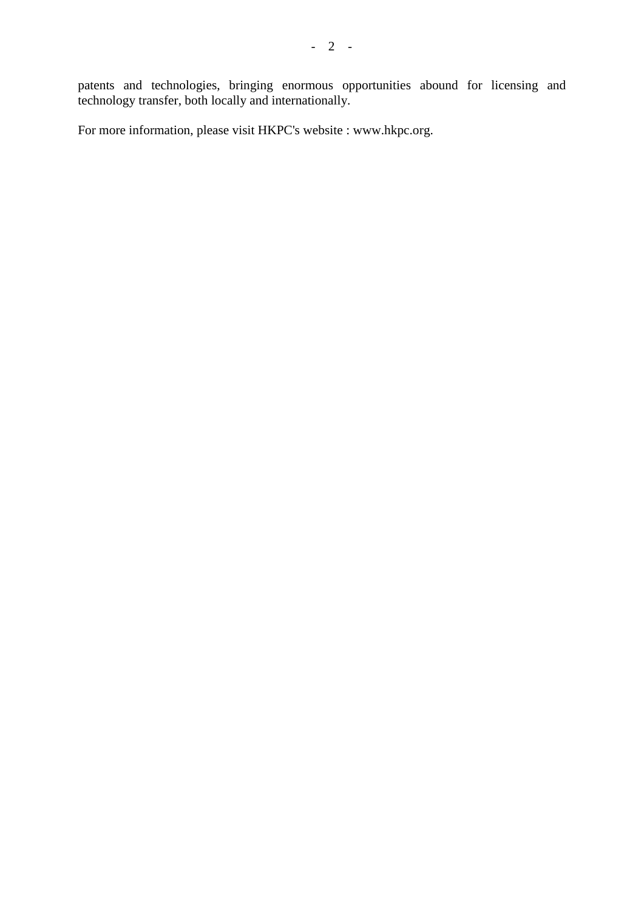patents and technologies, bringing enormous opportunities abound for licensing and technology transfer, both locally and internationally.

For more information, please visit HKPC's website : www.hkpc.org.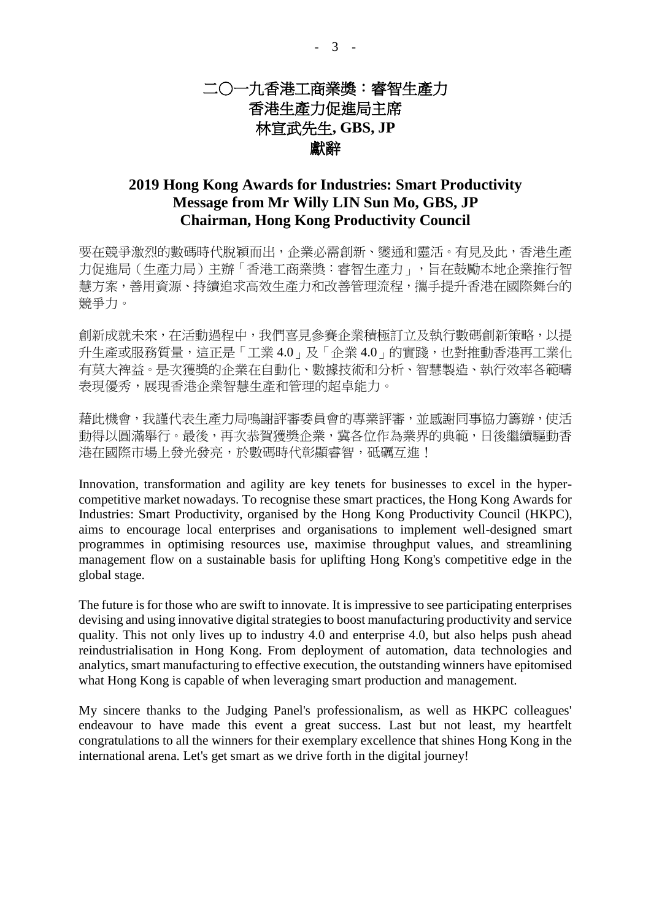# 二〇一九香港工商業獎：睿智生產力
# 香港生產力促進局主席
# 林宣武先生, GBS, JP
# 獻辭

## 2019 Hong Kong Awards for Industries: Smart Productivity
## Message from Mr Willy LIN Sun Mo, GBS, JP
## Chairman, Hong Kong Productivity Council

要在競爭激烈的數碼時代脫穎而出，企業必需創新、變通和靈活。有見及此，香港生產力促進局（生產力局）主辦「香港工商業獎：睿智生產力」，旨在鼓勵本地企業推行智慧方案，善用資源、持續追求高效生產力和改善管理流程，攜手提升香港在國際舞台的競爭力。

創新成就未來，在活動過程中，我們喜見參賽企業積極訂立及執行數碼創新策略，以提升生產或服務質量，這正是「工業 4.0」及「企業 4.0」的實踐，也對推動香港再工業化有莫大裨益。是次獲獎的企業在自動化、數據技術和分析、智慧製造、執行效率各範疇表現優秀，展現香港企業智慧生產和管理的超卓能力。

藉此機會，我謹代表生產力局鳴謝評審委員會的專業評審，並感謝同事協力籌辦，使活動得以圓滿舉行。最後，再次恭賀獲獎企業，冀各位作為業界的典範，日後繼續驅動香港在國際市場上發光發亮，於數碼時代彰顯睿智，砥礪互進！

Innovation, transformation and agility are key tenets for businesses to excel in the hyper-competitive market nowadays. To recognise these smart practices, the Hong Kong Awards for Industries: Smart Productivity, organised by the Hong Kong Productivity Council (HKPC), aims to encourage local enterprises and organisations to implement well-designed smart programmes in optimising resources use, maximise throughput values, and streamlining management flow on a sustainable basis for uplifting Hong Kong's competitive edge in the global stage.

The future is for those who are swift to innovate. It is impressive to see participating enterprises devising and using innovative digital strategies to boost manufacturing productivity and service quality. This not only lives up to industry 4.0 and enterprise 4.0, but also helps push ahead reindustrialisation in Hong Kong. From deployment of automation, data technologies and analytics, smart manufacturing to effective execution, the outstanding winners have epitomised what Hong Kong is capable of when leveraging smart production and management.

My sincere thanks to the Judging Panel's professionalism, as well as HKPC colleagues' endeavour to have made this event a great success. Last but not least, my heartfelt congratulations to all the winners for their exemplary excellence that shines Hong Kong in the international arena. Let's get smart as we drive forth in the digital journey!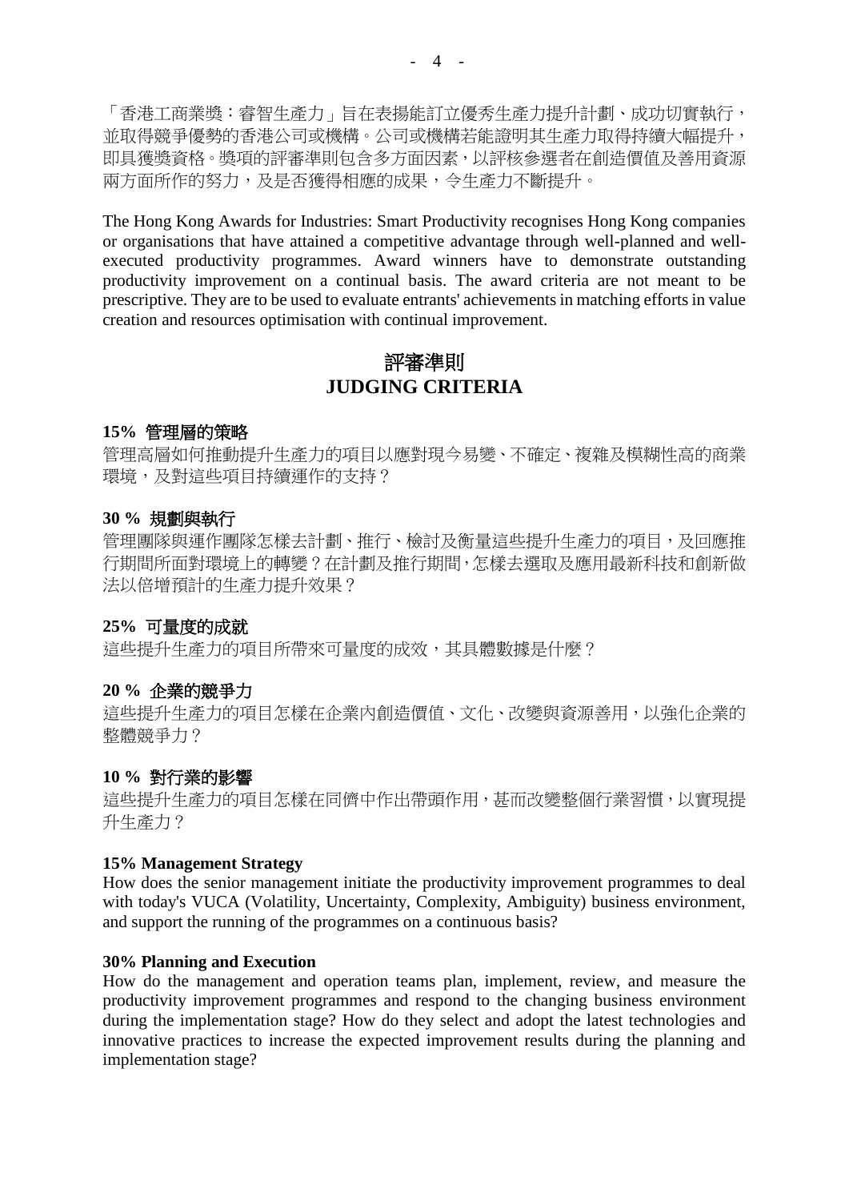「香港工商業獎：睿智生產力」旨在表揚能訂立優秀生產力提升計劃、成功切實執行，並取得競爭優勢的香港公司或機構。公司或機構若能證明其生產力取得持續大幅提升，即具獲獎資格。獎項的評審準則包含多方面因素，以評核參選者在創造價值及善用資源兩方面所作的努力，及是否獲得相應的成果，令生產力不斷提升。

The Hong Kong Awards for Industries: Smart Productivity recognises Hong Kong companies or organisations that have attained a competitive advantage through well-planned and well-executed productivity programmes. Award winners have to demonstrate outstanding productivity improvement on a continual basis. The award criteria are not meant to be prescriptive. They are to be used to evaluate entrants' achievements in matching efforts in value creation and resources optimisation with continual improvement.

## 評審準則
## JUDGING CRITERIA

**15% 管理層的策略**

管理高層如何推動提升生產力的項目以應對現今易變、不確定、複雜及模糊性高的商業環境，及對這些項目持續運作的支持？

**30 % 規劃與執行**

管理團隊與運作團隊怎樣去計劃、推行、檢討及衡量這些提升生產力的項目，及回應推行期間所面對環境上的轉變？在計劃及推行期間，怎樣去選取及應用最新科技和創新做法以倍增預計的生產力提升效果？

**25% 可量度的成就**

這些提升生產力的項目所帶來可量度的成效，其具體數據是什麼？

**20 % 企業的競爭力**

這些提升生產力的項目怎樣在企業內創造價值、文化、改變與資源善用，以強化企業的整體競爭力？

**10 % 對行業的影響**

這些提升生產力的項目怎樣在同儕中作出帶頭作用，甚而改變整個行業習慣，以實現提升生產力？

**15% Management Strategy**

How does the senior management initiate the productivity improvement programmes to deal with today's VUCA (Volatility, Uncertainty, Complexity, Ambiguity) business environment, and support the running of the programmes on a continuous basis?

**30% Planning and Execution**

How do the management and operation teams plan, implement, review, and measure the productivity improvement programmes and respond to the changing business environment during the implementation stage? How do they select and adopt the latest technologies and innovative practices to increase the expected improvement results during the planning and implementation stage?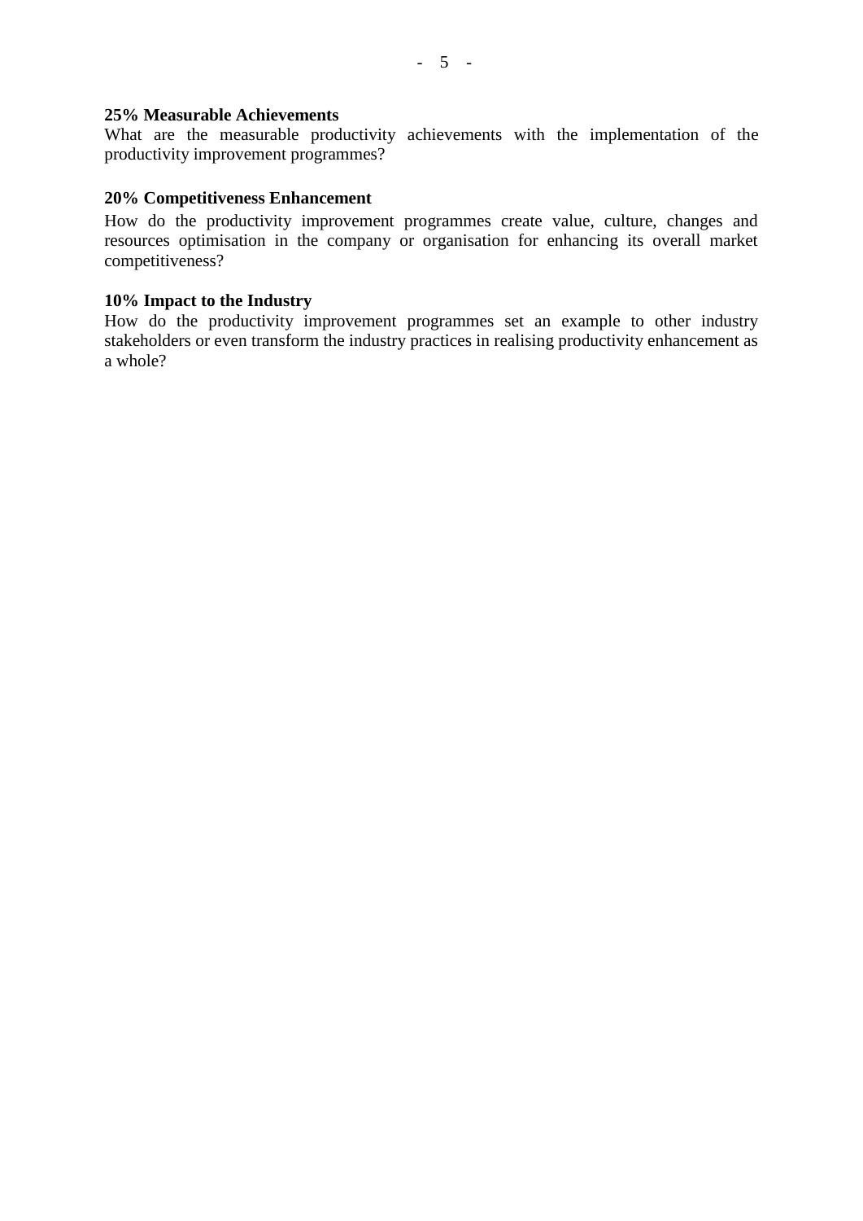**25% Measurable Achievements**

What are the measurable productivity achievements with the implementation of the productivity improvement programmes?

**20% Competitiveness Enhancement**

How do the productivity improvement programmes create value, culture, changes and resources optimisation in the company or organisation for enhancing its overall market competitiveness?

**10% Impact to the Industry**

How do the productivity improvement programmes set an example to other industry stakeholders or even transform the industry practices in realising productivity enhancement as a whole?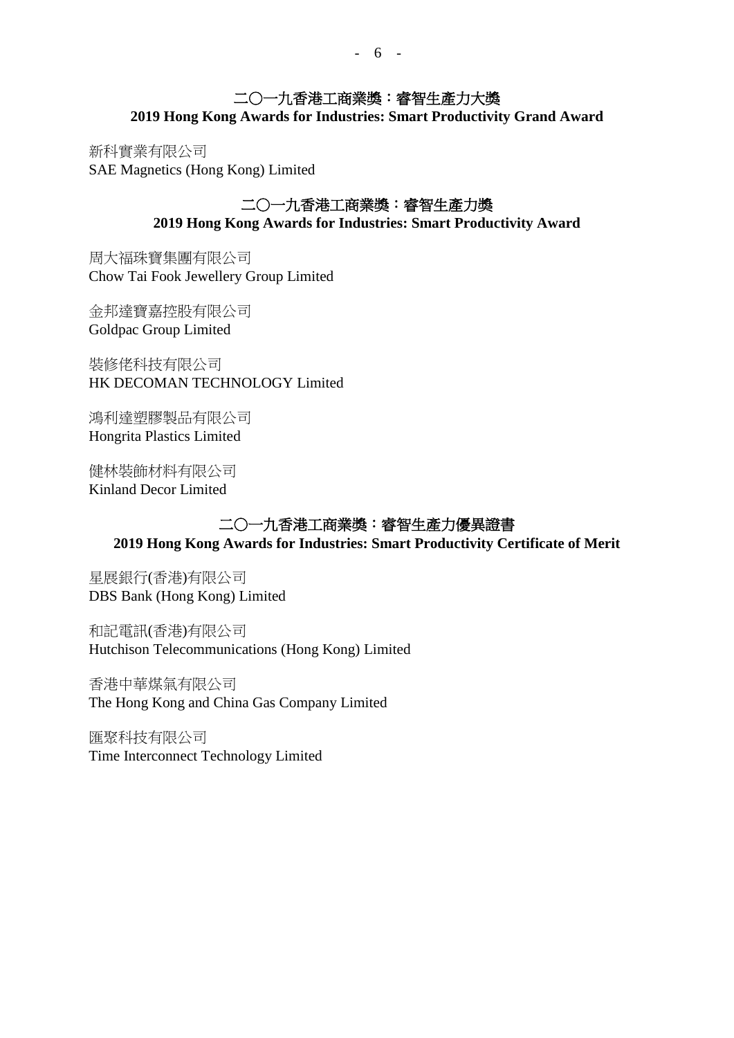## 二〇一九香港工商業獎：睿智生產力大獎
## 2019 Hong Kong Awards for Industries: Smart Productivity Grand Award

新科實業有限公司
SAE Magnetics (Hong Kong) Limited

## 二〇一九香港工商業獎：睿智生產力獎
## 2019 Hong Kong Awards for Industries: Smart Productivity Award

周大福珠寶集團有限公司
Chow Tai Fook Jewellery Group Limited

金邦達寶嘉控股有限公司
Goldpac Group Limited

裝修佬科技有限公司
HK DECOMAN TECHNOLOGY Limited

鴻利達塑膠製品有限公司
Hongrita Plastics Limited

健林裝飾材料有限公司
Kinland Decor Limited

## 二〇一九香港工商業獎：睿智生產力優異證書
## 2019 Hong Kong Awards for Industries: Smart Productivity Certificate of Merit

星展銀行(香港)有限公司
DBS Bank (Hong Kong) Limited

和記電訊(香港)有限公司
Hutchison Telecommunications (Hong Kong) Limited

香港中華煤氣有限公司
The Hong Kong and China Gas Company Limited

匯聚科技有限公司
Time Interconnect Technology Limited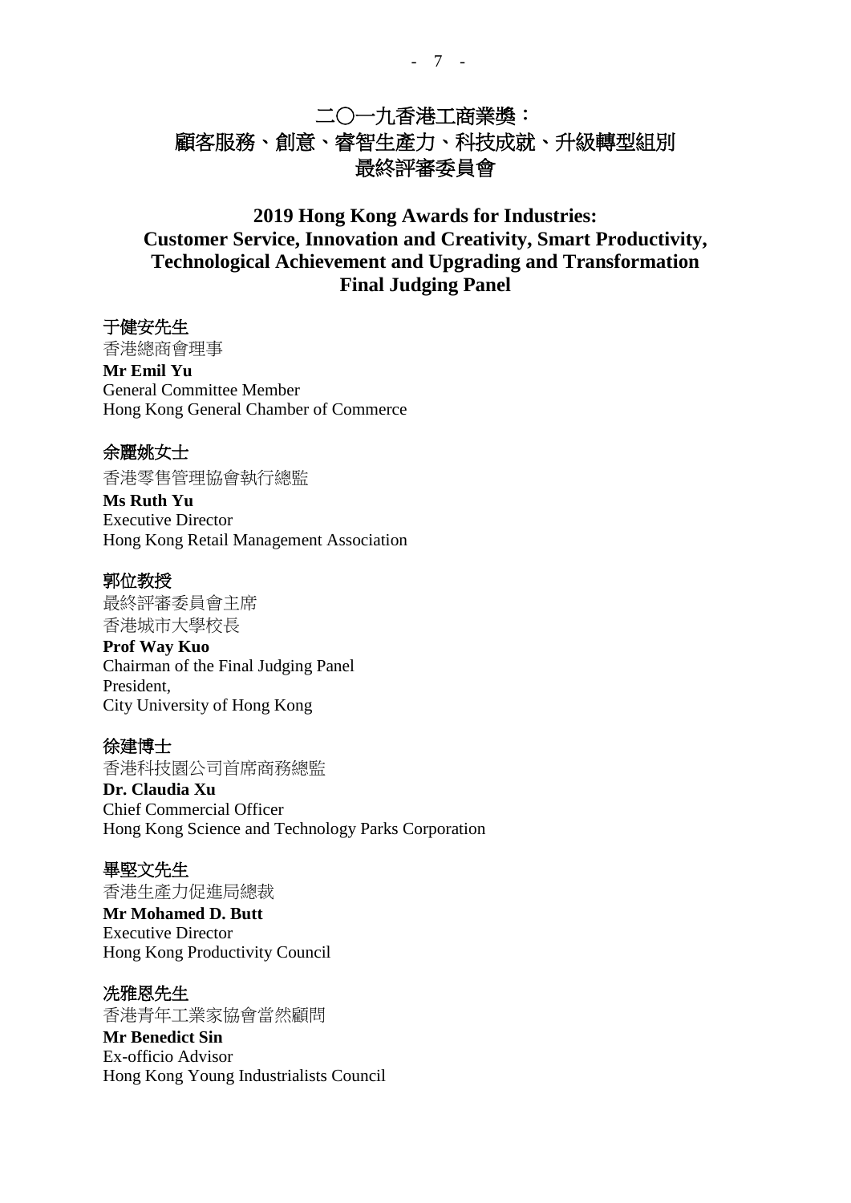# 二〇一九香港工商業獎：顧客服務、創意、睿智生產力、科技成就、升級轉型組別最終評審委員會

## 2019 Hong Kong Awards for Industries: Customer Service, Innovation and Creativity, Smart Productivity, Technological Achievement and Upgrading and Transformation Final Judging Panel

**于健安先生**
香港總商會理事
**Mr Emil Yu**
General Committee Member
Hong Kong General Chamber of Commerce

**余麗姚女士**
香港零售管理協會執行總監
**Ms Ruth Yu**
Executive Director
Hong Kong Retail Management Association

**郭位教授**
最終評審委員會主席
香港城市大學校長
**Prof Way Kuo**
Chairman of the Final Judging Panel
President,
City University of Hong Kong

**徐建博士**
香港科技園公司首席商務總監
**Dr. Claudia Xu**
Chief Commercial Officer
Hong Kong Science and Technology Parks Corporation

**畢堅文先生**
香港生產力促進局總裁
**Mr Mohamed D. Butt**
Executive Director
Hong Kong Productivity Council

**冼雅恩先生**
香港青年工業家協會當然顧問
**Mr Benedict Sin**
Ex-officio Advisor
Hong Kong Young Industrialists Council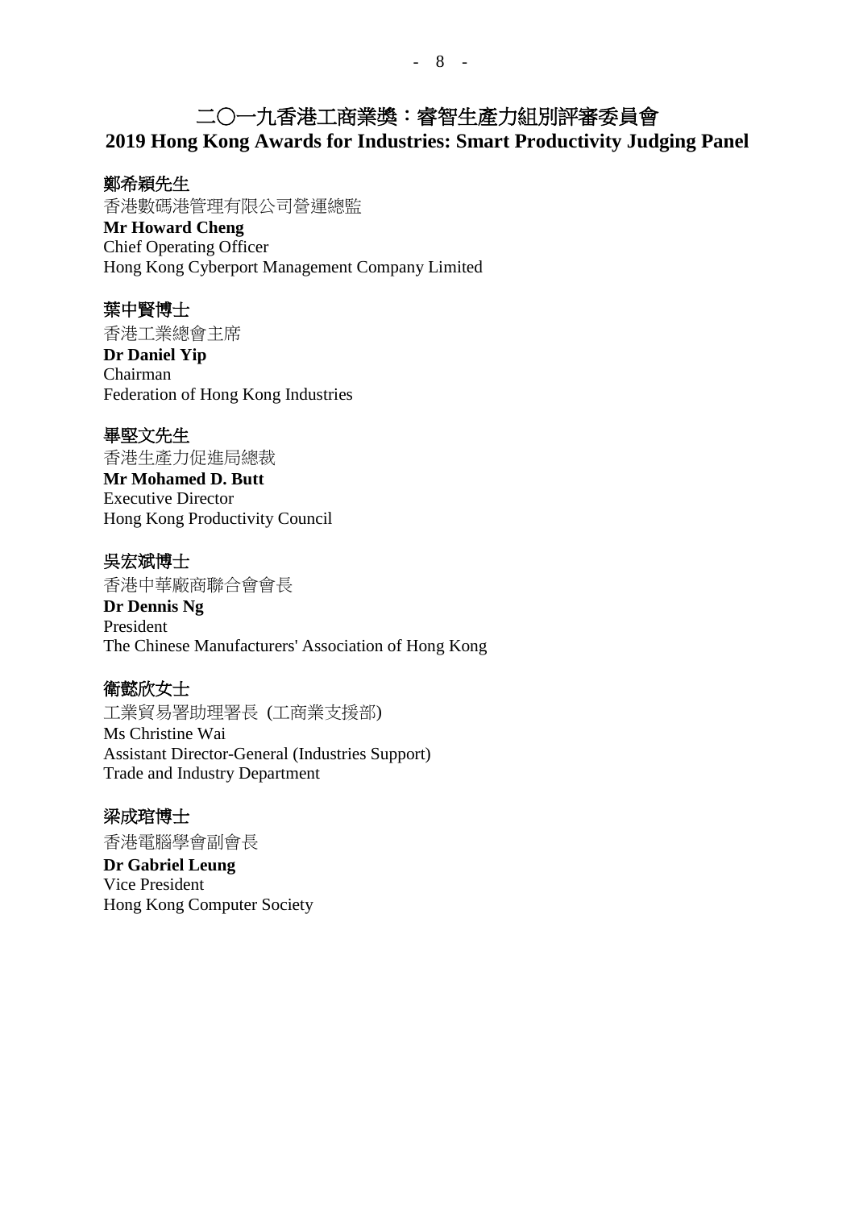## 二〇一九香港工商業獎：睿智生產力組別評審委員會
## 2019 Hong Kong Awards for Industries: Smart Productivity Judging Panel

**鄭希穎先生**
香港數碼港管理有限公司營運總監
**Mr Howard Cheng**
Chief Operating Officer
Hong Kong Cyberport Management Company Limited

**葉中賢博士**
香港工業總會主席
**Dr Daniel Yip**
Chairman
Federation of Hong Kong Industries

**畢堅文先生**
香港生產力促進局總裁
**Mr Mohamed D. Butt**
Executive Director
Hong Kong Productivity Council

**吳宏斌博士**
香港中華廠商聯合會會長
**Dr Dennis Ng**
President
The Chinese Manufacturers' Association of Hong Kong

**衛懿欣女士**
工業貿易署助理署長 (工商業支援部)
Ms Christine Wai
Assistant Director-General (Industries Support)
Trade and Industry Department

**梁成琯博士**
香港電腦學會副會長
**Dr Gabriel Leung**
Vice President
Hong Kong Computer Society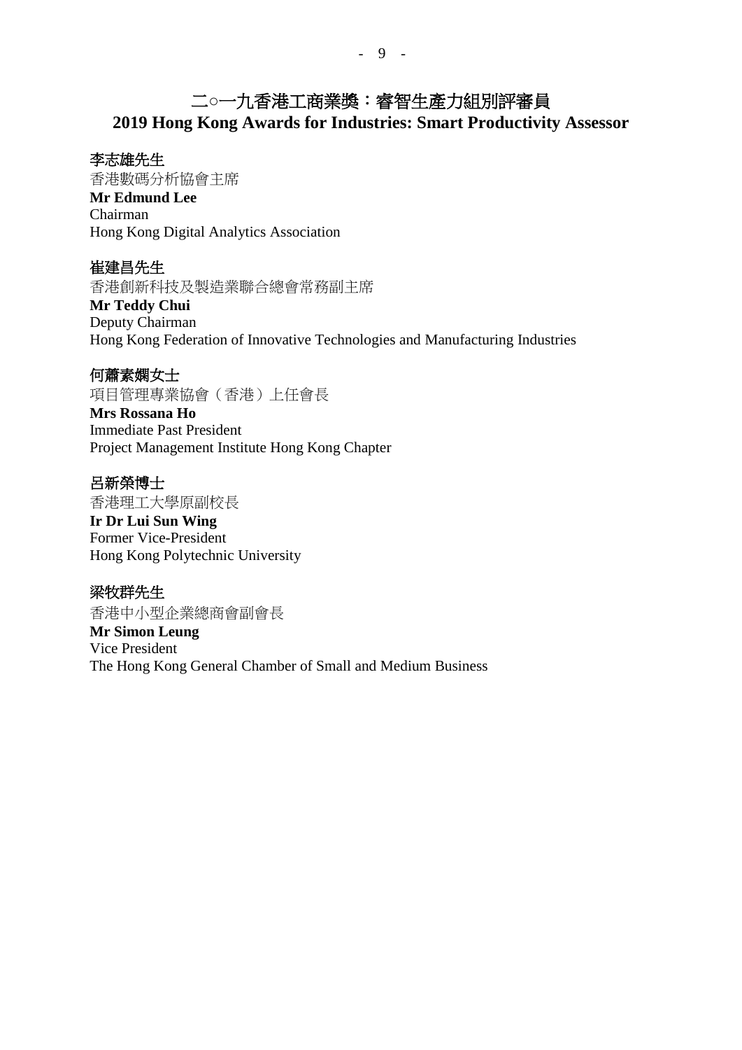# 二○一九香港工商業獎：睿智生產力組別評審員
# 2019 Hong Kong Awards for Industries: Smart Productivity Assessor

**李志雄先生**
香港數碼分析協會主席
**Mr Edmund Lee**
Chairman
Hong Kong Digital Analytics Association

**崔建昌先生**
香港創新科技及製造業聯合總會常務副主席
**Mr Teddy Chui**
Deputy Chairman
Hong Kong Federation of Innovative Technologies and Manufacturing Industries

**何蕭素嫻女士**
項目管理專業協會（香港）上任會長
**Mrs Rossana Ho**
Immediate Past President
Project Management Institute Hong Kong Chapter

**呂新榮博士**
香港理工大學原副校長
**Ir Dr Lui Sun Wing**
Former Vice-President
Hong Kong Polytechnic University

**梁牧群先生**
香港中小型企業總商會副會長
**Mr Simon Leung**
Vice President
The Hong Kong General Chamber of Small and Medium Business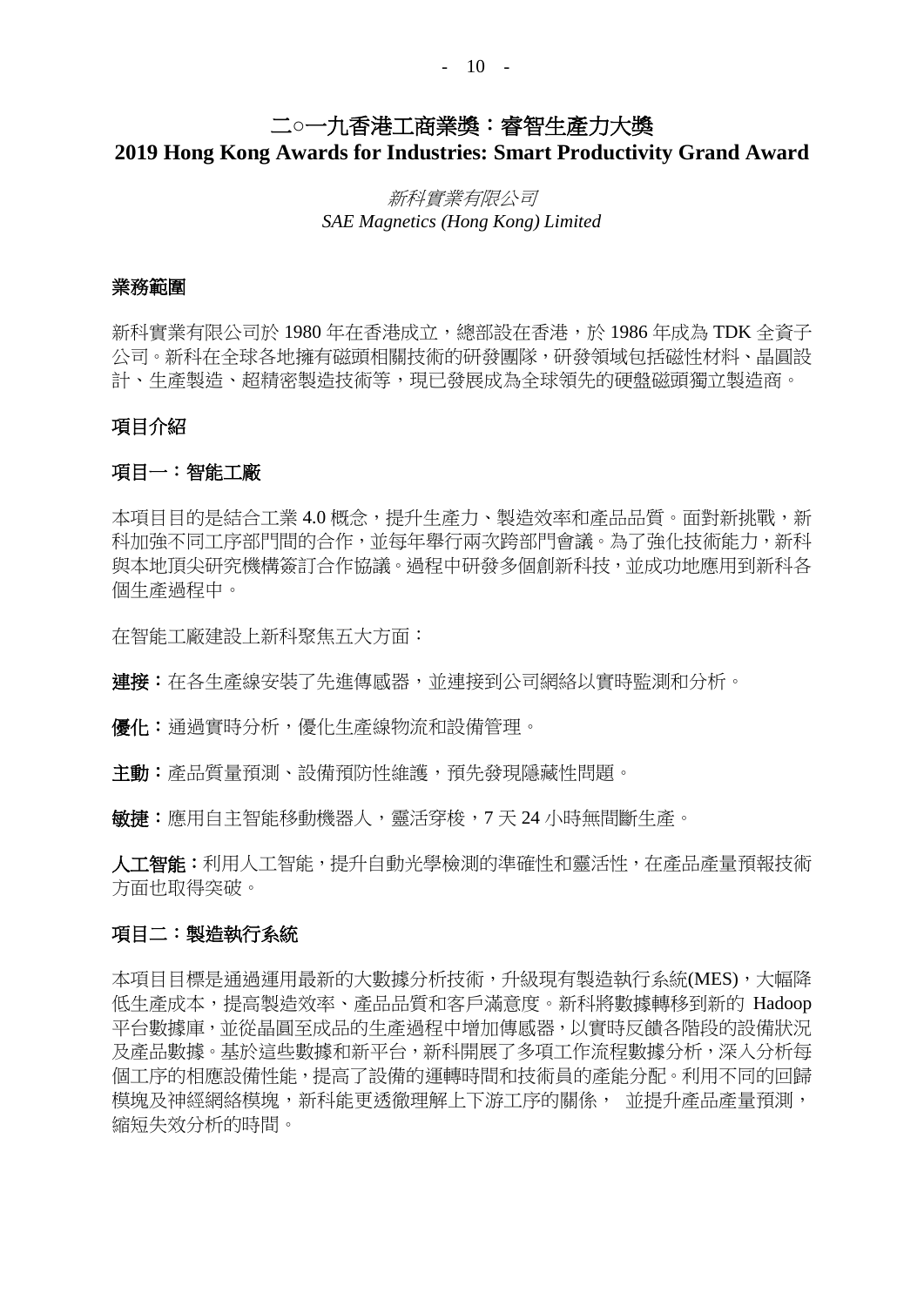# 二○一九香港工商業獎：睿智生產力大獎
# 2019 Hong Kong Awards for Industries: Smart Productivity Grand Award

*新科實業有限公司*
*SAE Magnetics (Hong Kong) Limited*

## 業務範圍

新科實業有限公司於 1980 年在香港成立，總部設在香港，於 1986 年成為 TDK 全資子公司。新科在全球各地擁有磁頭相關技術的研發團隊，研發領域包括磁性材料、晶圓設計、生產製造、超精密製造技術等，現已發展成為全球領先的硬盤磁頭獨立製造商。

## 項目介紹

### 項目一：智能工廠

本項目目的是結合工業 4.0 概念，提升生產力、製造效率和產品品質。面對新挑戰，新科加強不同工序部門間的合作，並每年舉行兩次跨部門會議。為了強化技術能力，新科與本地頂尖研究機構簽訂合作協議。過程中研發多個創新科技，並成功地應用到新科各個生產過程中。

在智能工廠建設上新科聚焦五大方面：

**連接**：在各生產線安裝了先進傳感器，並連接到公司網絡以實時監測和分析。

**優化**：通過實時分析，優化生產線物流和設備管理。

**主動**：產品質量預測、設備預防性維護，預先發現隱藏性問題。

**敏捷**：應用自主智能移動機器人，靈活穿梭，7 天 24 小時無間斷生產。

**人工智能**：利用人工智能，提升自動光學檢測的準確性和靈活性，在產品產量預報技術方面也取得突破。

### 項目二：製造執行系統

本項目目標是通過運用最新的大數據分析技術，升級現有製造執行系統(MES)，大幅降低生產成本，提高製造效率、產品品質和客戶滿意度。新科將數據轉移到新的 Hadoop 平台數據庫，並從晶圓至成品的生產過程中增加傳感器，以實時反饋各階段的設備狀況及產品數據。基於這些數據和新平台，新科開展了多項工作流程數據分析，深入分析每個工序的相應設備性能，提高了設備的運轉時間和技術員的產能分配。利用不同的回歸模塊及神經網絡模塊，新科能更透徹理解上下游工序的關係， 並提升產品產量預測，縮短失效分析的時間。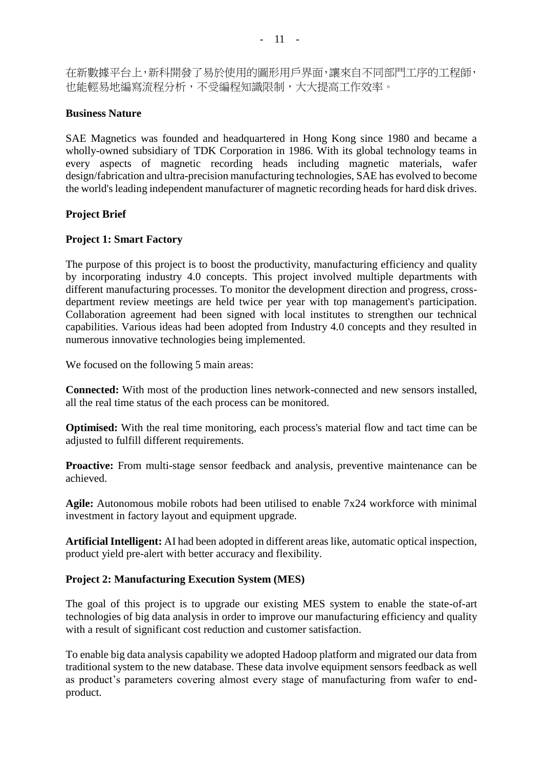在新數據平台上，新科開發了易於使用的圖形用戶界面，讓來自不同部門工序的工程師，也能輕易地編寫流程分析，不受編程知識限制，大大提高工作效率。

**Business Nature**

SAE Magnetics was founded and headquartered in Hong Kong since 1980 and became a wholly-owned subsidiary of TDK Corporation in 1986. With its global technology teams in every aspects of magnetic recording heads including magnetic materials, wafer design/fabrication and ultra-precision manufacturing technologies, SAE has evolved to become the world's leading independent manufacturer of magnetic recording heads for hard disk drives.

**Project Brief**

**Project 1: Smart Factory**

The purpose of this project is to boost the productivity, manufacturing efficiency and quality by incorporating industry 4.0 concepts. This project involved multiple departments with different manufacturing processes. To monitor the development direction and progress, cross-department review meetings are held twice per year with top management's participation. Collaboration agreement had been signed with local institutes to strengthen our technical capabilities. Various ideas had been adopted from Industry 4.0 concepts and they resulted in numerous innovative technologies being implemented.

We focused on the following 5 main areas:

**Connected:** With most of the production lines network-connected and new sensors installed, all the real time status of the each process can be monitored.

**Optimised:** With the real time monitoring, each process's material flow and tact time can be adjusted to fulfill different requirements.

**Proactive:** From multi-stage sensor feedback and analysis, preventive maintenance can be achieved.

**Agile:** Autonomous mobile robots had been utilised to enable 7x24 workforce with minimal investment in factory layout and equipment upgrade.

**Artificial Intelligent:** AI had been adopted in different areas like, automatic optical inspection, product yield pre-alert with better accuracy and flexibility.

**Project 2: Manufacturing Execution System (MES)**

The goal of this project is to upgrade our existing MES system to enable the state-of-art technologies of big data analysis in order to improve our manufacturing efficiency and quality with a result of significant cost reduction and customer satisfaction.

To enable big data analysis capability we adopted Hadoop platform and migrated our data from traditional system to the new database. These data involve equipment sensors feedback as well as product's parameters covering almost every stage of manufacturing from wafer to end-product.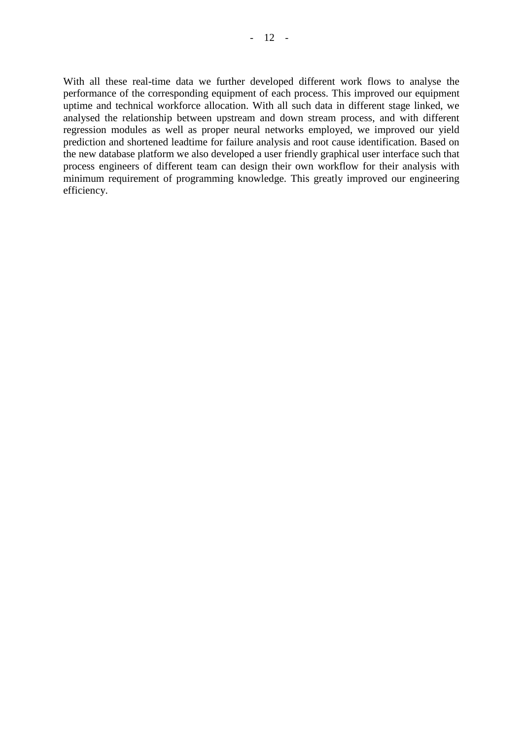With all these real-time data we further developed different work flows to analyse the performance of the corresponding equipment of each process. This improved our equipment uptime and technical workforce allocation. With all such data in different stage linked, we analysed the relationship between upstream and down stream process, and with different regression modules as well as proper neural networks employed, we improved our yield prediction and shortened leadtime for failure analysis and root cause identification. Based on the new database platform we also developed a user friendly graphical user interface such that process engineers of different team can design their own workflow for their analysis with minimum requirement of programming knowledge. This greatly improved our engineering efficiency.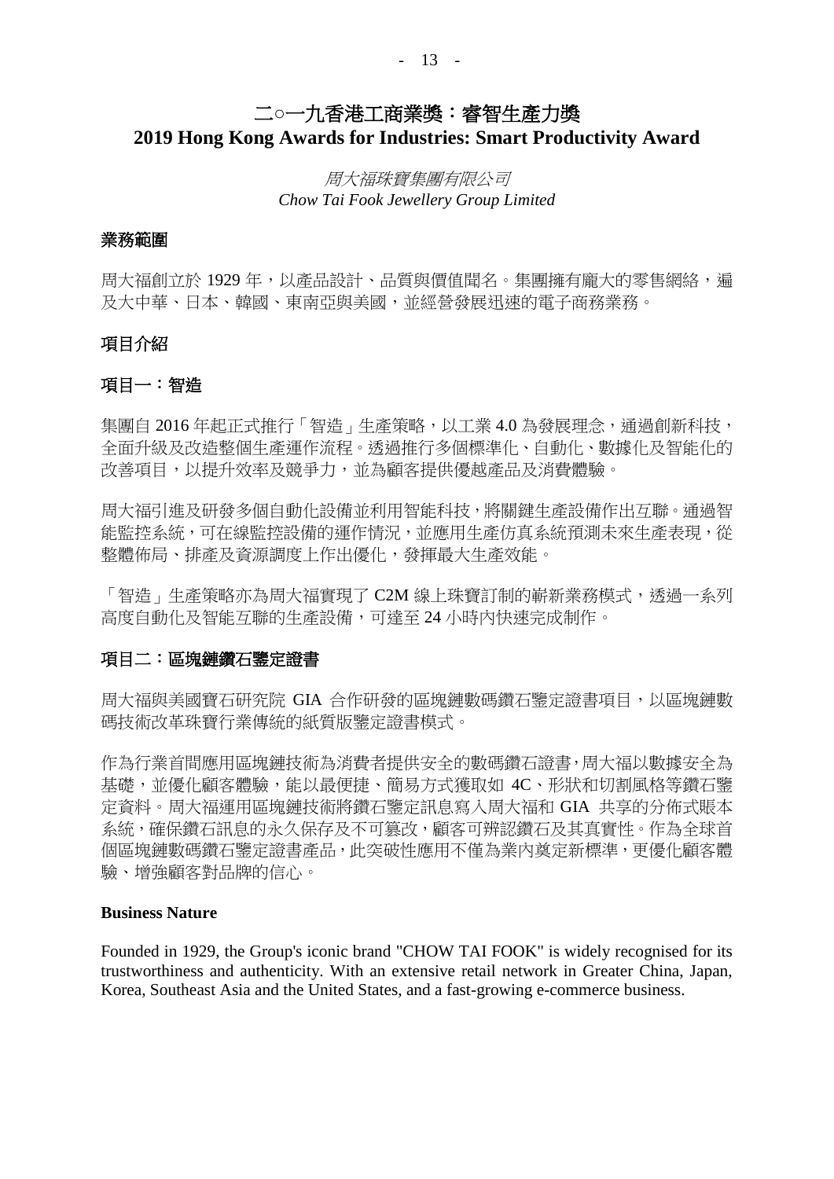# 二○一九香港工商業獎：睿智生產力獎
# 2019 Hong Kong Awards for Industries: Smart Productivity Award

*周大福珠寶集團有限公司*
*Chow Tai Fook Jewellery Group Limited*

## 業務範圍

周大福創立於 1929 年，以產品設計、品質與價值聞名。集團擁有龐大的零售網絡，遍及大中華、日本、韓國、東南亞與美國，並經營發展迅速的電子商務業務。

## 項目介紹

### 項目一：智造

集團自 2016 年起正式推行「智造」生產策略，以工業 4.0 為發展理念，通過創新科技，全面升級及改造整個生產運作流程。透過推行多個標準化、自動化、數據化及智能化的改善項目，以提升效率及競爭力，並為顧客提供優越產品及消費體驗。

周大福引進及研發多個自動化設備並利用智能科技，將關鍵生產設備作出互聯。通過智能監控系統，可在線監控設備的運作情況，並應用生產仿真系統預測未來生產表現，從整體佈局、排產及資源調度上作出優化，發揮最大生產效能。

「智造」生產策略亦為周大福實現了 C2M 線上珠寶訂制的嶄新業務模式，透過一系列高度自動化及智能互聯的生產設備，可達至 24 小時內快速完成制作。

### 項目二：區塊鏈鑽石鑒定證書

周大福與美國寶石研究院 GIA 合作研發的區塊鏈數碼鑽石鑒定證書項目，以區塊鏈數碼技術改革珠寶行業傳統的紙質版鑒定證書模式。

作為行業首間應用區塊鏈技術為消費者提供安全的數碼鑽石證書，周大福以數據安全為基礎，並優化顧客體驗，能以最便捷、簡易方式獲取如 4C、形狀和切割風格等鑽石鑒定資料。周大福運用區塊鏈技術將鑽石鑒定訊息寫入周大福和 GIA 共享的分佈式賬本系統，確保鑽石訊息的永久保存及不可篡改，顧客可辨認鑽石及其真實性。作為全球首個區塊鏈數碼鑽石鑒定證書產品，此突破性應用不僅為業內奠定新標準，更優化顧客體驗、增強顧客對品牌的信心。

## Business Nature

Founded in 1929, the Group's iconic brand "CHOW TAI FOOK" is widely recognised for its trustworthiness and authenticity. With an extensive retail network in Greater China, Japan, Korea, Southeast Asia and the United States, and a fast-growing e-commerce business.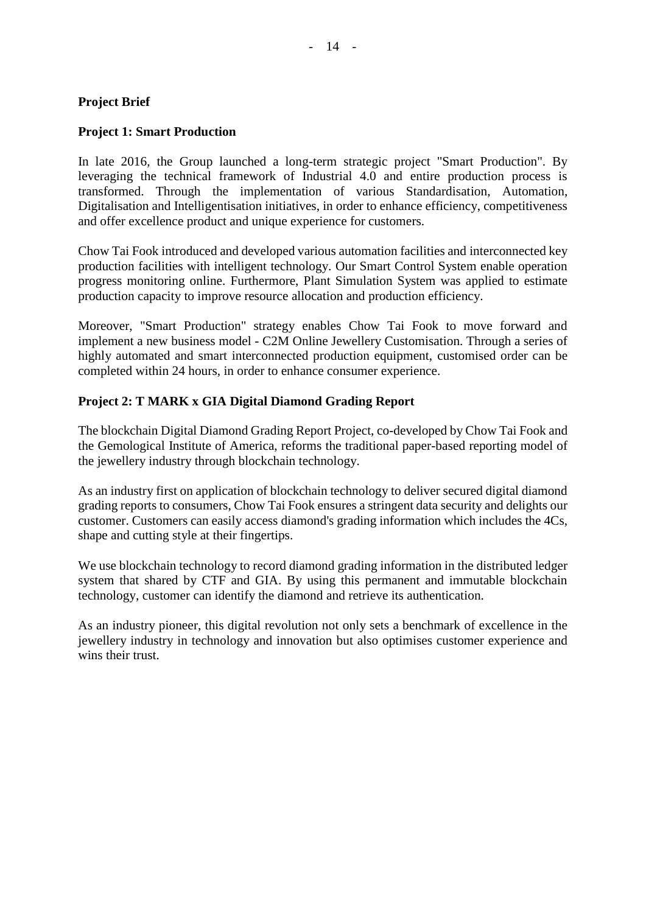**Project Brief**

**Project 1: Smart Production**

In late 2016, the Group launched a long-term strategic project "Smart Production". By leveraging the technical framework of Industrial 4.0 and entire production process is transformed. Through the implementation of various Standardisation, Automation, Digitalisation and Intelligentisation initiatives, in order to enhance efficiency, competitiveness and offer excellence product and unique experience for customers.

Chow Tai Fook introduced and developed various automation facilities and interconnected key production facilities with intelligent technology. Our Smart Control System enable operation progress monitoring online. Furthermore, Plant Simulation System was applied to estimate production capacity to improve resource allocation and production efficiency.

Moreover, "Smart Production" strategy enables Chow Tai Fook to move forward and implement a new business model - C2M Online Jewellery Customisation. Through a series of highly automated and smart interconnected production equipment, customised order can be completed within 24 hours, in order to enhance consumer experience.

**Project 2: T MARK x GIA Digital Diamond Grading Report**

The blockchain Digital Diamond Grading Report Project, co-developed by Chow Tai Fook and the Gemological Institute of America, reforms the traditional paper-based reporting model of the jewellery industry through blockchain technology.

As an industry first on application of blockchain technology to deliver secured digital diamond grading reports to consumers, Chow Tai Fook ensures a stringent data security and delights our customer. Customers can easily access diamond's grading information which includes the 4Cs, shape and cutting style at their fingertips.

We use blockchain technology to record diamond grading information in the distributed ledger system that shared by CTF and GIA. By using this permanent and immutable blockchain technology, customer can identify the diamond and retrieve its authentication.

As an industry pioneer, this digital revolution not only sets a benchmark of excellence in the jewellery industry in technology and innovation but also optimises customer experience and wins their trust.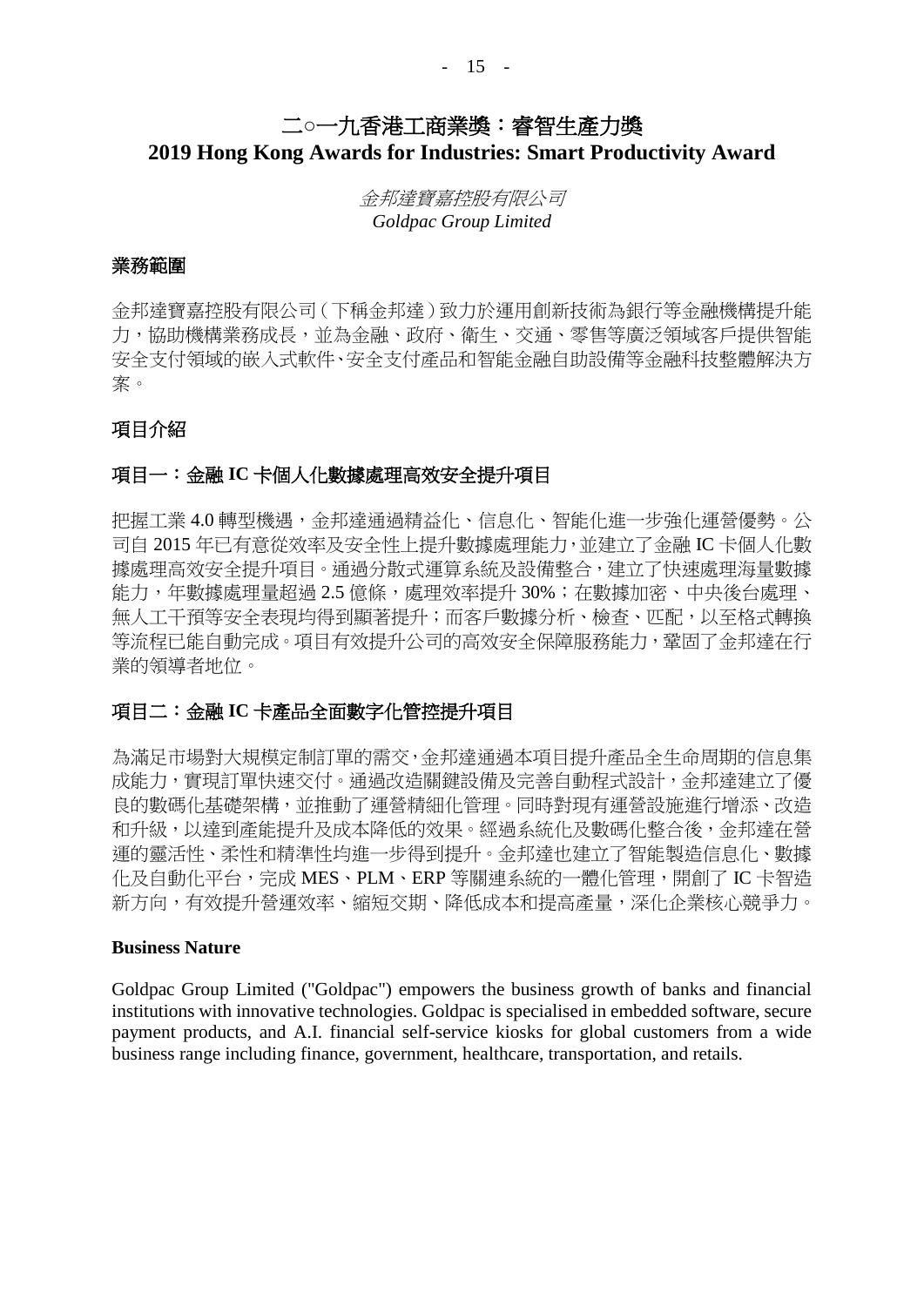# 二○一九香港工商業獎：睿智生產力獎
# 2019 Hong Kong Awards for Industries: Smart Productivity Award

*金邦達寶嘉控股有限公司*
*Goldpac Group Limited*

## 業務範圍

金邦達寶嘉控股有限公司（下稱金邦達）致力於運用創新技術為銀行等金融機構提升能力，協助機構業務成長，並為金融、政府、衛生、交通、零售等廣泛領域客戶提供智能安全支付領域的嵌入式軟件、安全支付產品和智能金融自助設備等金融科技整體解決方案。

## 項目介紹

## 項目一：金融 IC 卡個人化數據處理高效安全提升項目

把握工業 4.0 轉型機遇，金邦達通過精益化、信息化、智能化進一步強化運營優勢。公司自 2015 年已有意從效率及安全性上提升數據處理能力，並建立了金融 IC 卡個人化數據處理高效安全提升項目。通過分散式運算系統及設備整合，建立了快速處理海量數據能力，年數據處理量超過 2.5 億條，處理效率提升 30%；在數據加密、中央後台處理、無人工干預等安全表現均得到顯著提升；而客戶數據分析、檢查、匹配，以至格式轉換等流程已能自動完成。項目有效提升公司的高效安全保障服務能力，鞏固了金邦達在行業的領導者地位。

## 項目二：金融 IC 卡產品全面數字化管控提升項目

為滿足市場對大規模定制訂單的需求，金邦達通過本項目提升產品全生命周期的信息集成能力，實現訂單快速交付。通過改造關鍵設備及完善自動程式設計，金邦達建立了優良的數碼化基礎架構，並推動了運營精細化管理。同時對現有運營設施進行增添、改造和升級，以達到產能提升及成本降低的效果。經過系統化及數碼化整合後，金邦達在營運的靈活性、柔性和精準性均進一步得到提升。金邦達也建立了智能製造信息化、數據化及自動化平台，完成 MES、PLM、ERP 等關連系統的一體化管理，開創了 IC 卡智造新方向，有效提升營運效率、縮短交期、降低成本和提高產量，深化企業核心競爭力。

**Business Nature**

Goldpac Group Limited ("Goldpac") empowers the business growth of banks and financial institutions with innovative technologies. Goldpac is specialised in embedded software, secure payment products, and A.I. financial self-service kiosks for global customers from a wide business range including finance, government, healthcare, transportation, and retails.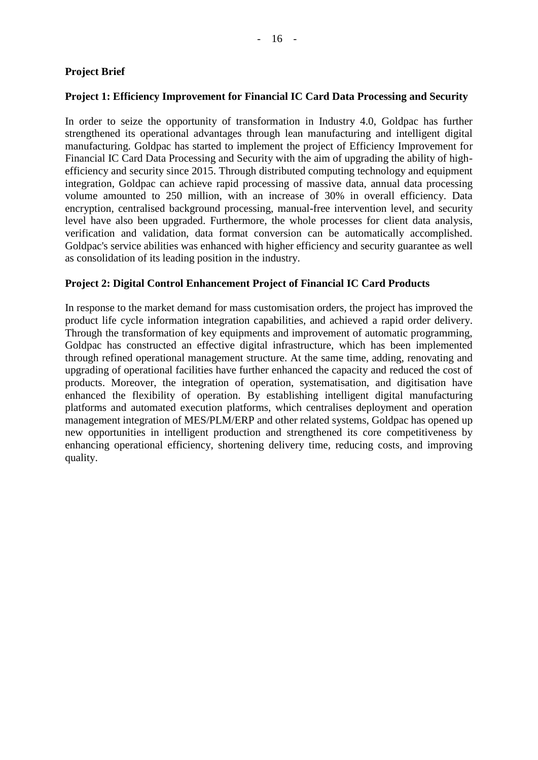**Project Brief**

**Project 1: Efficiency Improvement for Financial IC Card Data Processing and Security**

In order to seize the opportunity of transformation in Industry 4.0, Goldpac has further strengthened its operational advantages through lean manufacturing and intelligent digital manufacturing. Goldpac has started to implement the project of Efficiency Improvement for Financial IC Card Data Processing and Security with the aim of upgrading the ability of high-efficiency and security since 2015. Through distributed computing technology and equipment integration, Goldpac can achieve rapid processing of massive data, annual data processing volume amounted to 250 million, with an increase of 30% in overall efficiency. Data encryption, centralised background processing, manual-free intervention level, and security level have also been upgraded. Furthermore, the whole processes for client data analysis, verification and validation, data format conversion can be automatically accomplished. Goldpac's service abilities was enhanced with higher efficiency and security guarantee as well as consolidation of its leading position in the industry.

**Project 2: Digital Control Enhancement Project of Financial IC Card Products**

In response to the market demand for mass customisation orders, the project has improved the product life cycle information integration capabilities, and achieved a rapid order delivery. Through the transformation of key equipments and improvement of automatic programming, Goldpac has constructed an effective digital infrastructure, which has been implemented through refined operational management structure. At the same time, adding, renovating and upgrading of operational facilities have further enhanced the capacity and reduced the cost of products. Moreover, the integration of operation, systematisation, and digitisation have enhanced the flexibility of operation. By establishing intelligent digital manufacturing platforms and automated execution platforms, which centralises deployment and operation management integration of MES/PLM/ERP and other related systems, Goldpac has opened up new opportunities in intelligent production and strengthened its core competitiveness by enhancing operational efficiency, shortening delivery time, reducing costs, and improving quality.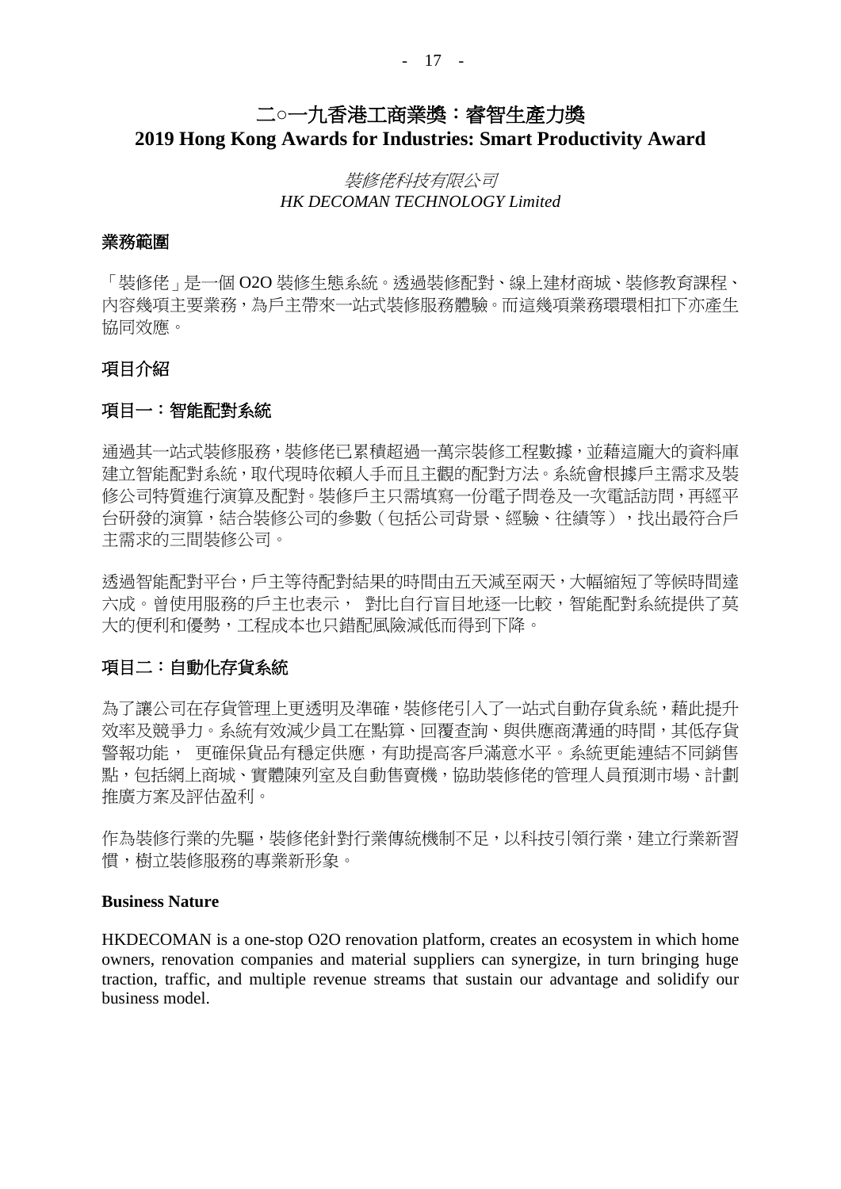# 二○一九香港工商業獎：睿智生產力獎
# 2019 Hong Kong Awards for Industries: Smart Productivity Award

*裝修佬科技有限公司*
*HK DECOMAN TECHNOLOGY Limited*

## 業務範圍

「裝修佬」是一個 O2O 裝修生態系統。透過裝修配對、線上建材商城、裝修教育課程、內容幾項主要業務，為戶主帶來一站式裝修服務體驗。而這幾項業務環環相扣下亦產生協同效應。

## 項目介紹

### 項目一：智能配對系統

通過其一站式裝修服務，裝修佬已累積超過一萬宗裝修工程數據，並藉這龐大的資料庫建立智能配對系統，取代現時依賴人手而且主觀的配對方法。系統會根據戶主需求及裝修公司特質進行演算及配對。裝修戶主只需填寫一份電子問卷及一次電話訪問，再經平台研發的演算，結合裝修公司的參數（包括公司背景、經驗、往績等），找出最符合戶主需求的三間裝修公司。

透過智能配對平台，戶主等待配對結果的時間由五天減至兩天，大幅縮短了等候時間達六成。曾使用服務的戶主也表示， 對比自行盲目地逐一比較，智能配對系統提供了莫大的便利和優勢，工程成本也只錯配風險減低而得到下降。

### 項目二：自動化存貨系統

為了讓公司在存貨管理上更透明及準確，裝修佬引入了一站式自動存貨系統，藉此提升效率及競爭力。系統有效減少員工在點算、回覆查詢、與供應商溝通的時間，其低存貨警報功能， 更確保貨品有穩定供應，有助提高客戶滿意水平。系統更能連結不同銷售點，包括網上商城、實體陳列室及自動售賣機，協助裝修佬的管理人員預測市場、計劃推廣方案及評估盈利。

作為裝修行業的先驅，裝修佬針對行業傳統機制不足，以科技引領行業，建立行業新習慣，樹立裝修服務的專業新形象。

**Business Nature**

HKDECOMAN is a one-stop O2O renovation platform, creates an ecosystem in which home owners, renovation companies and material suppliers can synergize, in turn bringing huge traction, traffic, and multiple revenue streams that sustain our advantage and solidify our business model.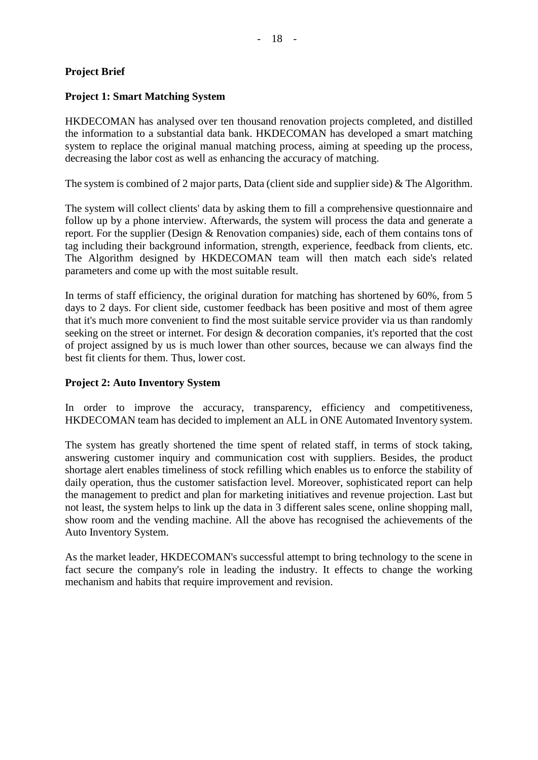**Project Brief**

**Project 1: Smart Matching System**

HKDECOMAN has analysed over ten thousand renovation projects completed, and distilled the information to a substantial data bank. HKDECOMAN has developed a smart matching system to replace the original manual matching process, aiming at speeding up the process, decreasing the labor cost as well as enhancing the accuracy of matching.

The system is combined of 2 major parts, Data (client side and supplier side) & The Algorithm.

The system will collect clients' data by asking them to fill a comprehensive questionnaire and follow up by a phone interview. Afterwards, the system will process the data and generate a report. For the supplier (Design & Renovation companies) side, each of them contains tons of tag including their background information, strength, experience, feedback from clients, etc. The Algorithm designed by HKDECOMAN team will then match each side's related parameters and come up with the most suitable result.

In terms of staff efficiency, the original duration for matching has shortened by 60%, from 5 days to 2 days. For client side, customer feedback has been positive and most of them agree that it's much more convenient to find the most suitable service provider via us than randomly seeking on the street or internet. For design & decoration companies, it's reported that the cost of project assigned by us is much lower than other sources, because we can always find the best fit clients for them. Thus, lower cost.

**Project 2: Auto Inventory System**

In order to improve the accuracy, transparency, efficiency and competitiveness, HKDECOMAN team has decided to implement an ALL in ONE Automated Inventory system.

The system has greatly shortened the time spent of related staff, in terms of stock taking, answering customer inquiry and communication cost with suppliers. Besides, the product shortage alert enables timeliness of stock refilling which enables us to enforce the stability of daily operation, thus the customer satisfaction level. Moreover, sophisticated report can help the management to predict and plan for marketing initiatives and revenue projection. Last but not least, the system helps to link up the data in 3 different sales scene, online shopping mall, show room and the vending machine. All the above has recognised the achievements of the Auto Inventory System.

As the market leader, HKDECOMAN's successful attempt to bring technology to the scene in fact secure the company's role in leading the industry. It effects to change the working mechanism and habits that require improvement and revision.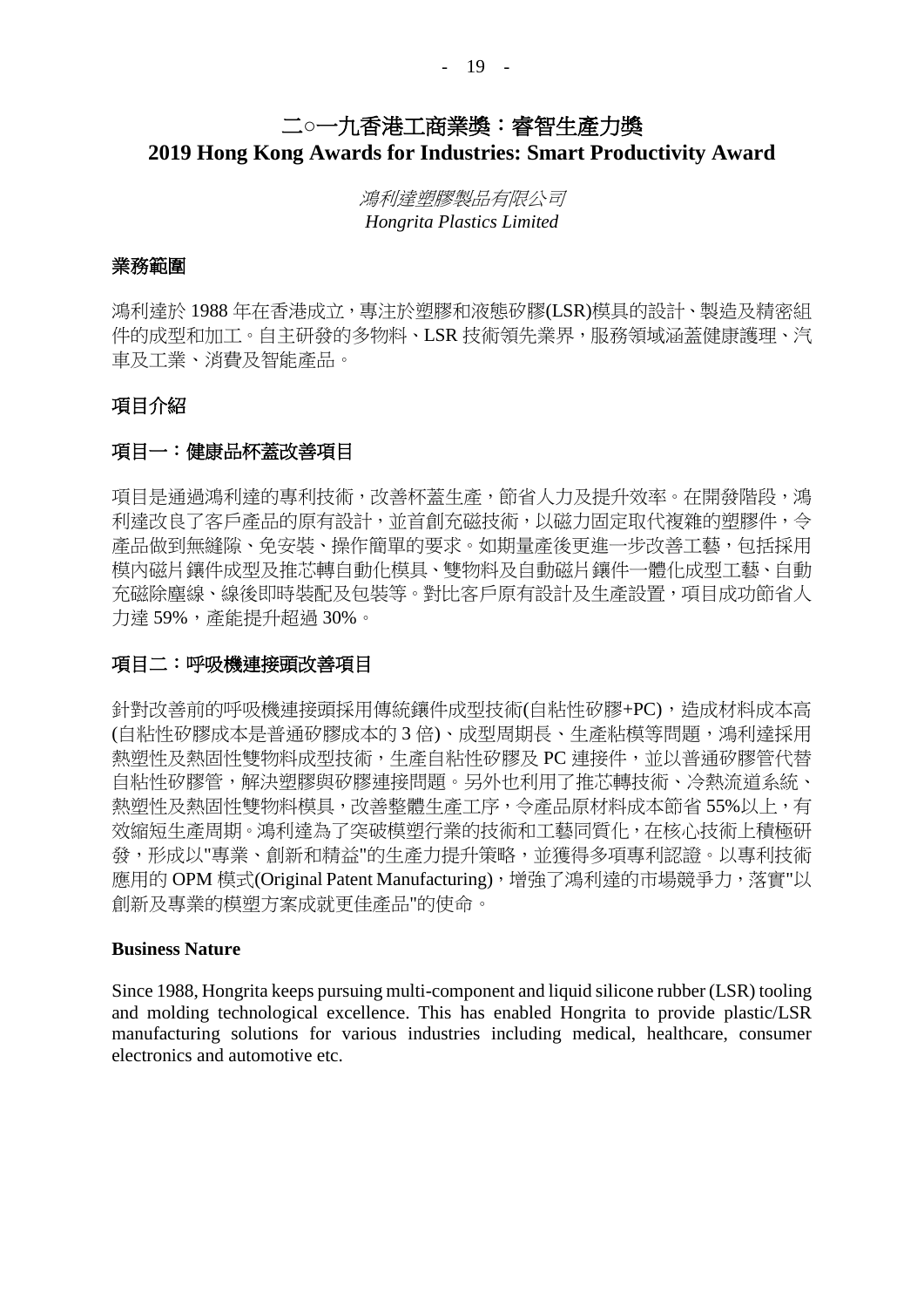# 二○一九香港工商業獎：睿智生產力獎
# 2019 Hong Kong Awards for Industries: Smart Productivity Award

*鴻利達塑膠製品有限公司*
*Hongrita Plastics Limited*

## 業務範圍

鴻利達於 1988 年在香港成立，專注於塑膠和液態矽膠(LSR)模具的設計、製造及精密組件的成型和加工。自主研發的多物料、LSR 技術領先業界，服務領域涵蓋健康護理、汽車及工業、消費及智能產品。

## 項目介紹

## 項目一：健康品杯蓋改善項目

項目是通過鴻利達的專利技術，改善杯蓋生產，節省人力及提升效率。在開發階段，鴻利達改良了客戶產品的原有設計，並首創充磁技術，以磁力固定取代複雜的塑膠件，令產品做到無縫隙、免安裝、操作簡單的要求。如期量產後更進一步改善工藝，包括採用模內磁片鑲件成型及推芯轉自動化模具、雙物料及自動磁片鑲件一體化成型工藝、自動充磁除塵線、線後即時裝配及包裝等。對比客戶原有設計及生產設置，項目成功節省人力達 59%，產能提升超過 30%。

## 項目二：呼吸機連接頭改善項目

針對改善前的呼吸機連接頭採用傳統鑲件成型技術(自粘性矽膠+PC)，造成材料成本高(自粘性矽膠成本是普通矽膠成本的 3 倍)、成型周期長、生產粘模等問題，鴻利達採用熱塑性及熱固性雙物料成型技術，生產自粘性矽膠及 PC 連接件，並以普通矽膠管代替自粘性矽膠管，解決塑膠與矽膠連接問題。另外也利用了推芯轉技術、冷熱流道系統、熱塑性及熱固性雙物料模具，改善整體生產工序，令產品原材料成本節省 55%以上，有效縮短生產周期。鴻利達為了突破模塑行業的技術和工藝同質化，在核心技術上積極研發，形成以"專業、創新和精益"的生產力提升策略，並獲得多項專利認證。以專利技術應用的 OPM 模式(Original Patent Manufacturing)，增強了鴻利達的市場競爭力，落實"以創新及專業的模塑方案成就更佳產品"的使命。

**Business Nature**

Since 1988, Hongrita keeps pursuing multi-component and liquid silicone rubber (LSR) tooling and molding technological excellence. This has enabled Hongrita to provide plastic/LSR manufacturing solutions for various industries including medical, healthcare, consumer electronics and automotive etc.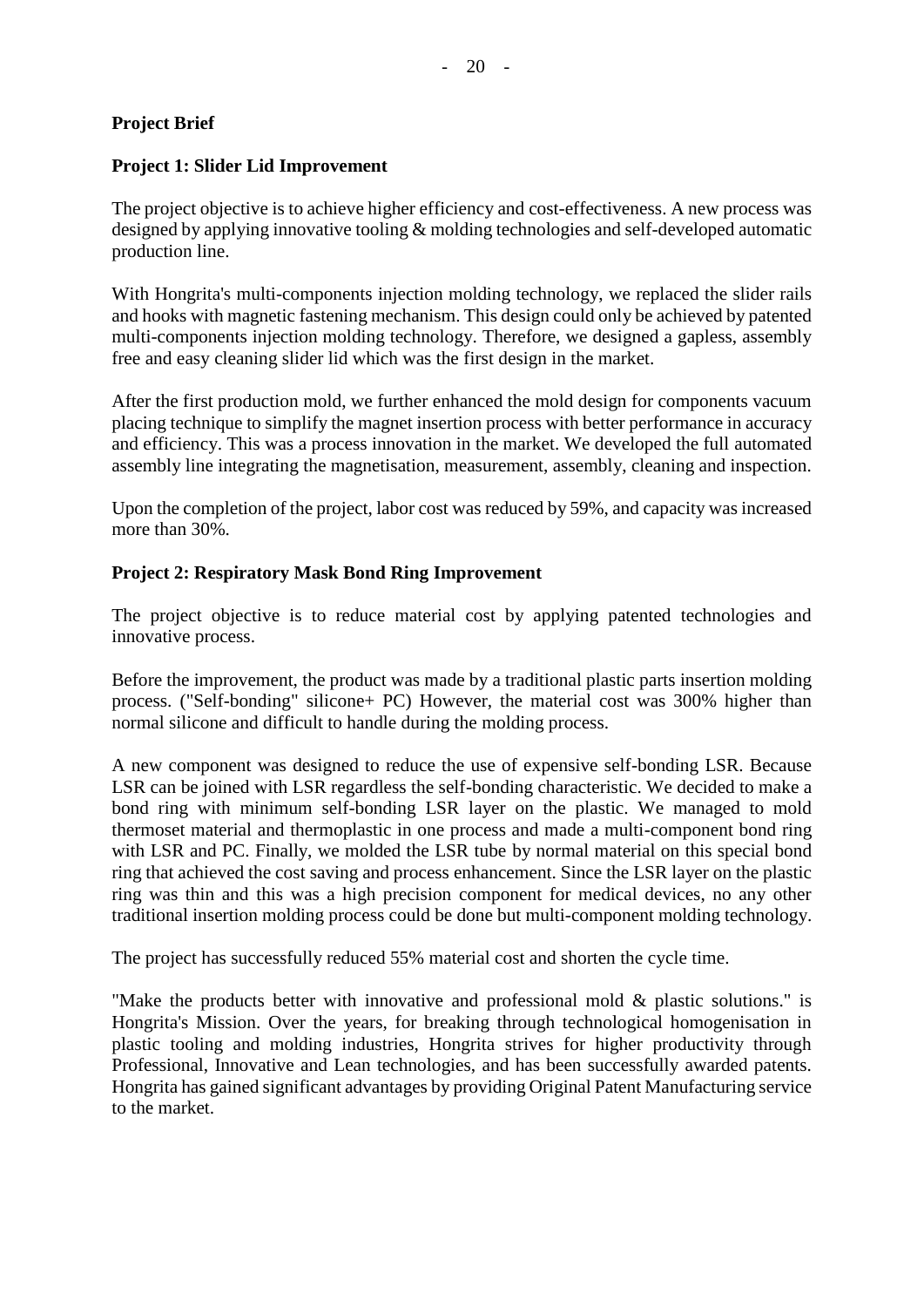**Project Brief**

**Project 1: Slider Lid Improvement**

The project objective is to achieve higher efficiency and cost-effectiveness. A new process was designed by applying innovative tooling & molding technologies and self-developed automatic production line.

With Hongrita's multi-components injection molding technology, we replaced the slider rails and hooks with magnetic fastening mechanism. This design could only be achieved by patented multi-components injection molding technology. Therefore, we designed a gapless, assembly free and easy cleaning slider lid which was the first design in the market.

After the first production mold, we further enhanced the mold design for components vacuum placing technique to simplify the magnet insertion process with better performance in accuracy and efficiency. This was a process innovation in the market. We developed the full automated assembly line integrating the magnetisation, measurement, assembly, cleaning and inspection.

Upon the completion of the project, labor cost was reduced by 59%, and capacity was increased more than 30%.

**Project 2: Respiratory Mask Bond Ring Improvement**

The project objective is to reduce material cost by applying patented technologies and innovative process.

Before the improvement, the product was made by a traditional plastic parts insertion molding process. ("Self-bonding" silicone+ PC) However, the material cost was 300% higher than normal silicone and difficult to handle during the molding process.

A new component was designed to reduce the use of expensive self-bonding LSR. Because LSR can be joined with LSR regardless the self-bonding characteristic. We decided to make a bond ring with minimum self-bonding LSR layer on the plastic. We managed to mold thermoset material and thermoplastic in one process and made a multi-component bond ring with LSR and PC. Finally, we molded the LSR tube by normal material on this special bond ring that achieved the cost saving and process enhancement. Since the LSR layer on the plastic ring was thin and this was a high precision component for medical devices, no any other traditional insertion molding process could be done but multi-component molding technology.

The project has successfully reduced 55% material cost and shorten the cycle time.

"Make the products better with innovative and professional mold & plastic solutions." is Hongrita's Mission. Over the years, for breaking through technological homogenisation in plastic tooling and molding industries, Hongrita strives for higher productivity through Professional, Innovative and Lean technologies, and has been successfully awarded patents. Hongrita has gained significant advantages by providing Original Patent Manufacturing service to the market.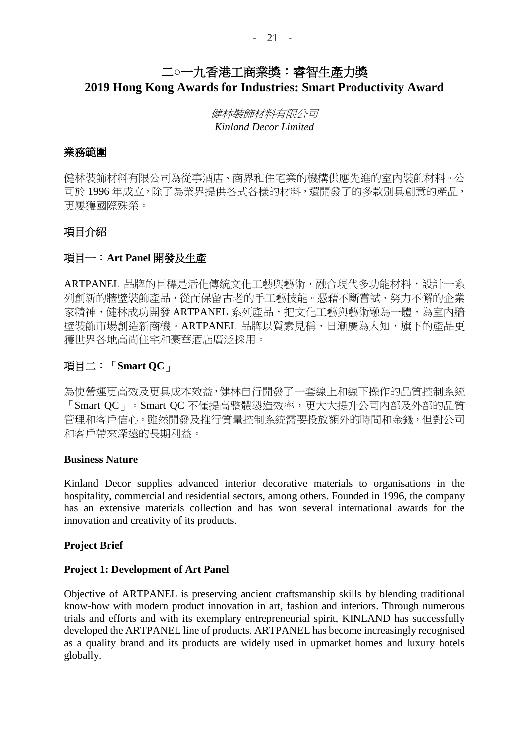# 二○一九香港工商業獎：睿智生產力獎
# 2019 Hong Kong Awards for Industries: Smart Productivity Award

*健林裝飾材料有限公司*
*Kinland Decor Limited*

## 業務範圍

健林裝飾材料有限公司為從事酒店、商界和住宅業的機構供應先進的室內裝飾材料。公司於 1996 年成立，除了為業界提供各式各樣的材料，還開發了的多款別具創意的產品，更屢獲國際殊榮。

## 項目介紹

### 項目一：**Art Panel** 開發及生產

ARTPANEL 品牌的目標是活化傳統文化工藝與藝術，融合現代多功能材料，設計一系列創新的牆壁裝飾產品，從而保留古老的手工藝技能。憑藉不斷嘗試、努力不懈的企業家精神，健林成功開發 ARTPANEL 系列產品，把文化工藝與藝術融為一體，為室內牆壁裝飾市場創造新商機。ARTPANEL 品牌以質素見稱，日漸廣為人知，旗下的產品更獲世界各地高尚住宅和豪華酒店廣泛採用。

### 項目二：「**Smart QC**」

為使營運更高效及更具成本效益，健林自行開發了一套線上和線下操作的品質控制系統「Smart QC」。Smart QC 不僅提高整體製造效率，更大大提升公司內部及外部的品質管理和客戶信心。雖然開發及推行質量控制系統需要投放額外的時間和金錢，但對公司和客戶帶來深遠的長期利益。

**Business Nature**

Kinland Decor supplies advanced interior decorative materials to organisations in the hospitality, commercial and residential sectors, among others. Founded in 1996, the company has an extensive materials collection and has won several international awards for the innovation and creativity of its products.

**Project Brief**

**Project 1: Development of Art Panel**

Objective of ARTPANEL is preserving ancient craftsmanship skills by blending traditional know-how with modern product innovation in art, fashion and interiors. Through numerous trials and efforts and with its exemplary entrepreneurial spirit, KINLAND has successfully developed the ARTPANEL line of products. ARTPANEL has become increasingly recognised as a quality brand and its products are widely used in upmarket homes and luxury hotels globally.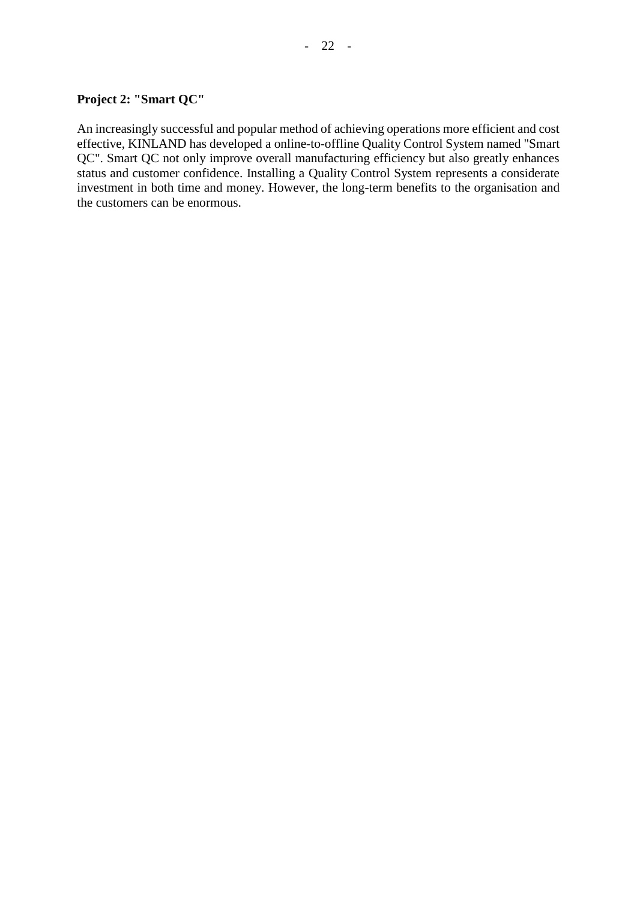**Project 2: "Smart QC"**

An increasingly successful and popular method of achieving operations more efficient and cost effective, KINLAND has developed a online-to-offline Quality Control System named "Smart QC". Smart QC not only improve overall manufacturing efficiency but also greatly enhances status and customer confidence. Installing a Quality Control System represents a considerate investment in both time and money. However, the long-term benefits to the organisation and the customers can be enormous.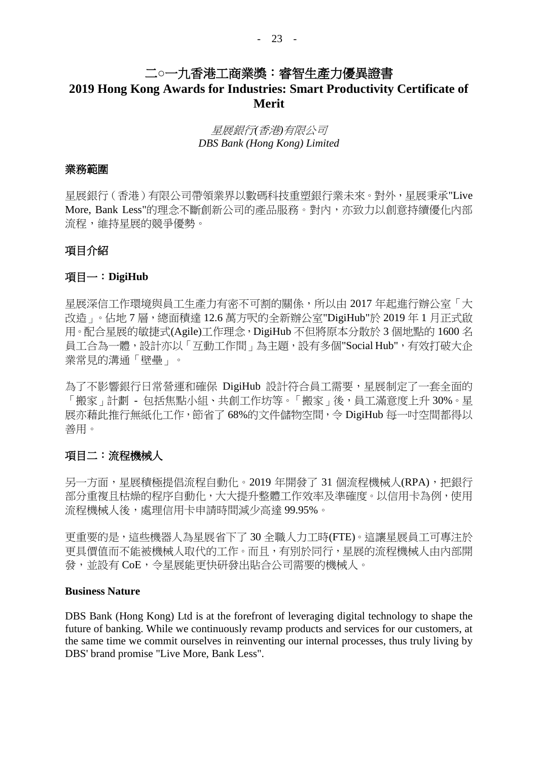# 二○一九香港工商業獎：睿智生產力優異證書
# 2019 Hong Kong Awards for Industries: Smart Productivity Certificate of Merit

*星展銀行(香港)有限公司*
*DBS Bank (Hong Kong) Limited*

## 業務範圍

星展銀行（香港）有限公司帶領業界以數碼科技重塑銀行業未來。對外，星展秉承"Live More, Bank Less"的理念不斷創新公司的產品服務。對內，亦致力以創意持續優化內部流程，維持星展的競爭優勢。

## 項目介紹

### 項目一：DigiHub

星展深信工作環境與員工生產力有密不可割的關係，所以由 2017 年起進行辦公室「大改造」。佔地 7 層，總面積達 12.6 萬方呎的全新辦公室"DigiHub"於 2019 年 1 月正式啟用。配合星展的敏捷式(Agile)工作理念，DigiHub 不但將原本分散於 3 個地點的 1600 名員工合為一體，設計亦以「互動工作間」為主題，設有多個"Social Hub"，有效打破大企業常見的溝通「壁壘」。

為了不影響銀行日常營運和確保 DigiHub 設計符合員工需要，星展制定了一套全面的「搬家」計劃 - 包括焦點小組、共創工作坊等。「搬家」後，員工滿意度上升 30%。星展亦藉此推行無紙化工作，節省了 68%的文件儲物空間，令 DigiHub 每一吋空間都得以善用。

### 項目二：流程機械人

另一方面，星展積極提倡流程自動化。2019 年開發了 31 個流程機械人(RPA)，把銀行部分重複且枯燥的程序自動化，大大提升整體工作效率及準確度。以信用卡為例，使用流程機械人後，處理信用卡申請時間減少高達 99.95%。

更重要的是，這些機器人為星展省下了 30 全職人力工時(FTE)。這讓星展員工可專注於更具價值而不能被機械人取代的工作。而且，有別於同行，星展的流程機械人由內部開發，並設有 CoE，令星展能更快研發出貼合公司需要的機械人。

## Business Nature

DBS Bank (Hong Kong) Ltd is at the forefront of leveraging digital technology to shape the future of banking. While we continuously revamp products and services for our customers, at the same time we commit ourselves in reinventing our internal processes, thus truly living by DBS' brand promise "Live More, Bank Less".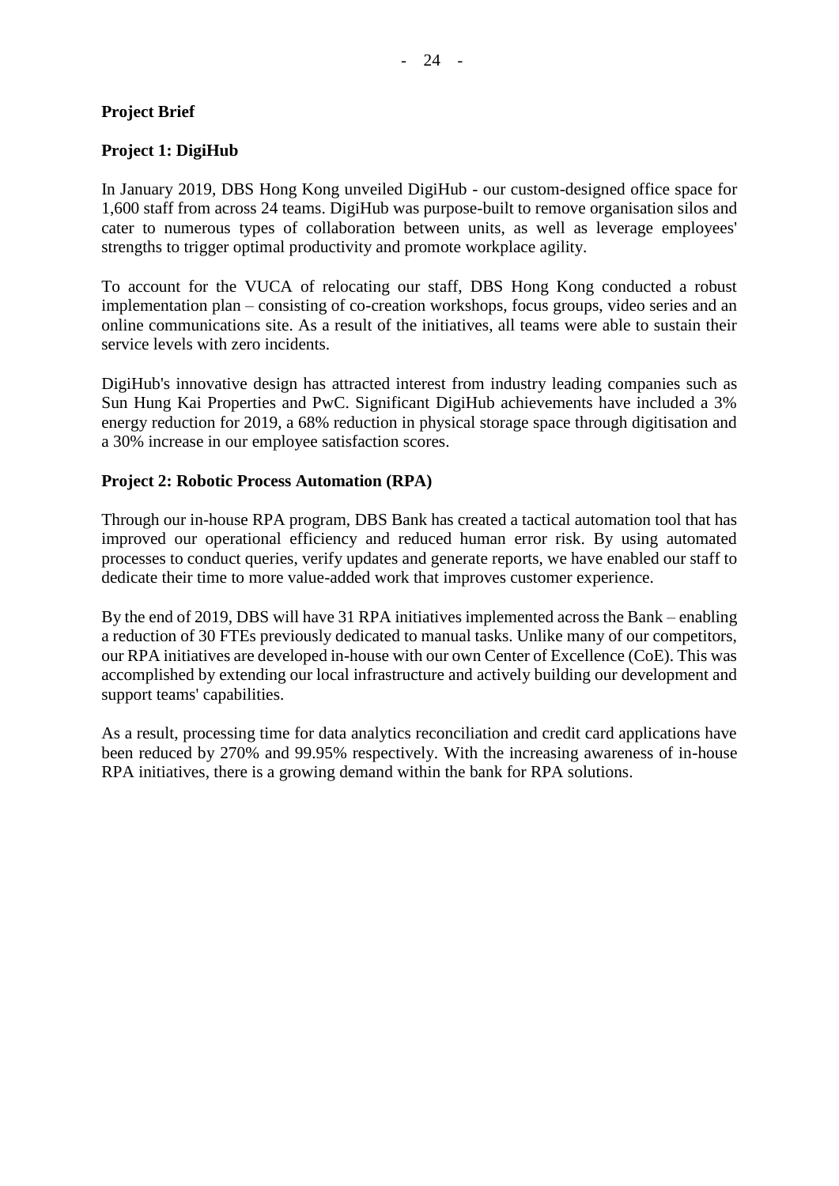**Project Brief**

**Project 1: DigiHub**

In January 2019, DBS Hong Kong unveiled DigiHub - our custom-designed office space for 1,600 staff from across 24 teams. DigiHub was purpose-built to remove organisation silos and cater to numerous types of collaboration between units, as well as leverage employees' strengths to trigger optimal productivity and promote workplace agility.

To account for the VUCA of relocating our staff, DBS Hong Kong conducted a robust implementation plan – consisting of co-creation workshops, focus groups, video series and an online communications site. As a result of the initiatives, all teams were able to sustain their service levels with zero incidents.

DigiHub's innovative design has attracted interest from industry leading companies such as Sun Hung Kai Properties and PwC. Significant DigiHub achievements have included a 3% energy reduction for 2019, a 68% reduction in physical storage space through digitisation and a 30% increase in our employee satisfaction scores.

**Project 2: Robotic Process Automation (RPA)**

Through our in-house RPA program, DBS Bank has created a tactical automation tool that has improved our operational efficiency and reduced human error risk. By using automated processes to conduct queries, verify updates and generate reports, we have enabled our staff to dedicate their time to more value-added work that improves customer experience.

By the end of 2019, DBS will have 31 RPA initiatives implemented across the Bank – enabling a reduction of 30 FTEs previously dedicated to manual tasks. Unlike many of our competitors, our RPA initiatives are developed in-house with our own Center of Excellence (CoE). This was accomplished by extending our local infrastructure and actively building our development and support teams' capabilities.

As a result, processing time for data analytics reconciliation and credit card applications have been reduced by 270% and 99.95% respectively. With the increasing awareness of in-house RPA initiatives, there is a growing demand within the bank for RPA solutions.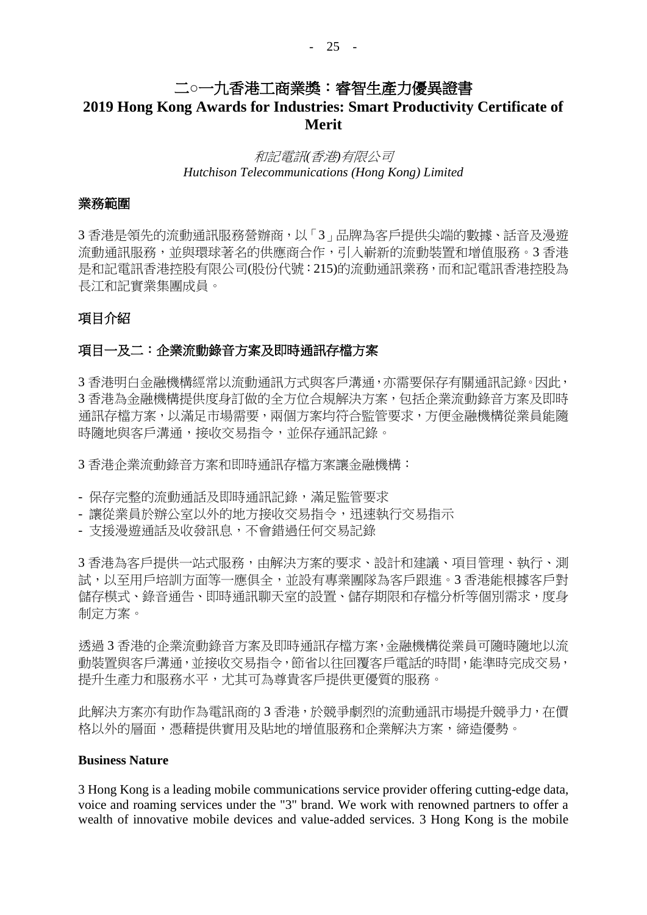# 二○一九香港工商業獎：睿智生產力優異證書
# 2019 Hong Kong Awards for Industries: Smart Productivity Certificate of Merit

*和記電訊(香港)有限公司*
*Hutchison Telecommunications (Hong Kong) Limited*

## 業務範圍

3 香港是領先的流動通訊服務營辦商，以「3」品牌為客戶提供尖端的數據、話音及漫遊流動通訊服務，並與環球著名的供應商合作，引入嶄新的流動裝置和增值服務。3 香港是和記電訊香港控股有限公司(股份代號：215)的流動通訊業務，而和記電訊香港控股為長江和記實業集團成員。

## 項目介紹

## 項目一及二：企業流動錄音方案及即時通訊存檔方案

3 香港明白金融機構經常以流動通訊方式與客戶溝通，亦需要保存有關通訊記錄。因此，3 香港為金融機構提供度身訂做的全方位合規解決方案，包括企業流動錄音方案及即時通訊存檔方案，以滿足市場需要，兩個方案均符合監管要求，方便金融機構從業員能隨時隨地與客戶溝通，接收交易指令，並保存通訊記錄。

3 香港企業流動錄音方案和即時通訊存檔方案讓金融機構：

- 保存完整的流動通話及即時通訊記錄，滿足監管要求
- 讓從業員於辦公室以外的地方接收交易指令，迅速執行交易指示
- 支援漫遊通話及收發訊息，不會錯過任何交易記錄

3 香港為客戶提供一站式服務，由解決方案的要求、設計和建議、項目管理、執行、測試，以至用戶培訓方面等一應俱全，並設有專業團隊為客戶跟進。3 香港能根據客戶對儲存模式、錄音通告、即時通訊聊天室的設置、儲存期限和存檔分析等個別需求，度身制定方案。

透過 3 香港的企業流動錄音方案及即時通訊存檔方案，金融機構從業員可隨時隨地以流動裝置與客戶溝通，並接收交易指令，節省以往回覆客戶電話的時間，能準時完成交易，提升生產力和服務水平，尤其可為尊貴客戶提供更優質的服務。

此解決方案亦有助作為電訊商的 3 香港，於競爭劇烈的流動通訊市場提升競爭力，在價格以外的層面，憑藉提供實用及貼地的增值服務和企業解決方案，締造優勢。

## Business Nature

3 Hong Kong is a leading mobile communications service provider offering cutting-edge data, voice and roaming services under the "3" brand. We work with renowned partners to offer a wealth of innovative mobile devices and value-added services. 3 Hong Kong is the mobile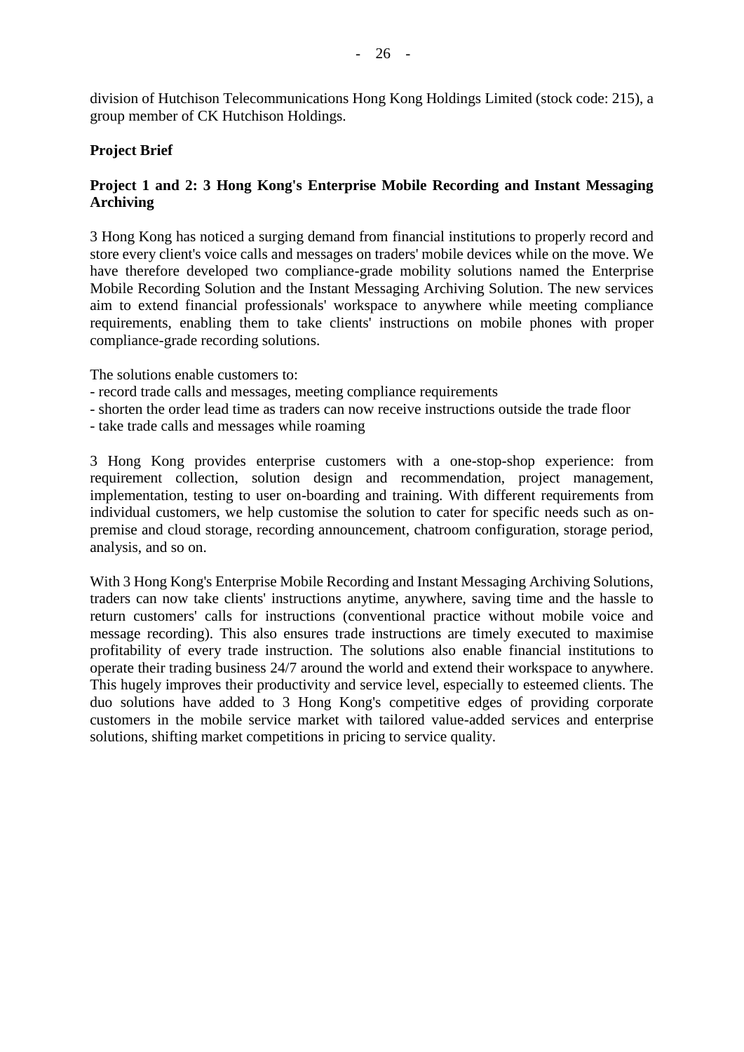division of Hutchison Telecommunications Hong Kong Holdings Limited (stock code: 215), a group member of CK Hutchison Holdings.

**Project Brief**

**Project 1 and 2: 3 Hong Kong's Enterprise Mobile Recording and Instant Messaging Archiving**

3 Hong Kong has noticed a surging demand from financial institutions to properly record and store every client's voice calls and messages on traders' mobile devices while on the move. We have therefore developed two compliance-grade mobility solutions named the Enterprise Mobile Recording Solution and the Instant Messaging Archiving Solution. The new services aim to extend financial professionals' workspace to anywhere while meeting compliance requirements, enabling them to take clients' instructions on mobile phones with proper compliance-grade recording solutions.

The solutions enable customers to:
- record trade calls and messages, meeting compliance requirements
- shorten the order lead time as traders can now receive instructions outside the trade floor
- take trade calls and messages while roaming

3 Hong Kong provides enterprise customers with a one-stop-shop experience: from requirement collection, solution design and recommendation, project management, implementation, testing to user on-boarding and training. With different requirements from individual customers, we help customise the solution to cater for specific needs such as on-premise and cloud storage, recording announcement, chatroom configuration, storage period, analysis, and so on.

With 3 Hong Kong's Enterprise Mobile Recording and Instant Messaging Archiving Solutions, traders can now take clients' instructions anytime, anywhere, saving time and the hassle to return customers' calls for instructions (conventional practice without mobile voice and message recording). This also ensures trade instructions are timely executed to maximise profitability of every trade instruction. The solutions also enable financial institutions to operate their trading business 24/7 around the world and extend their workspace to anywhere. This hugely improves their productivity and service level, especially to esteemed clients. The duo solutions have added to 3 Hong Kong's competitive edges of providing corporate customers in the mobile service market with tailored value-added services and enterprise solutions, shifting market competitions in pricing to service quality.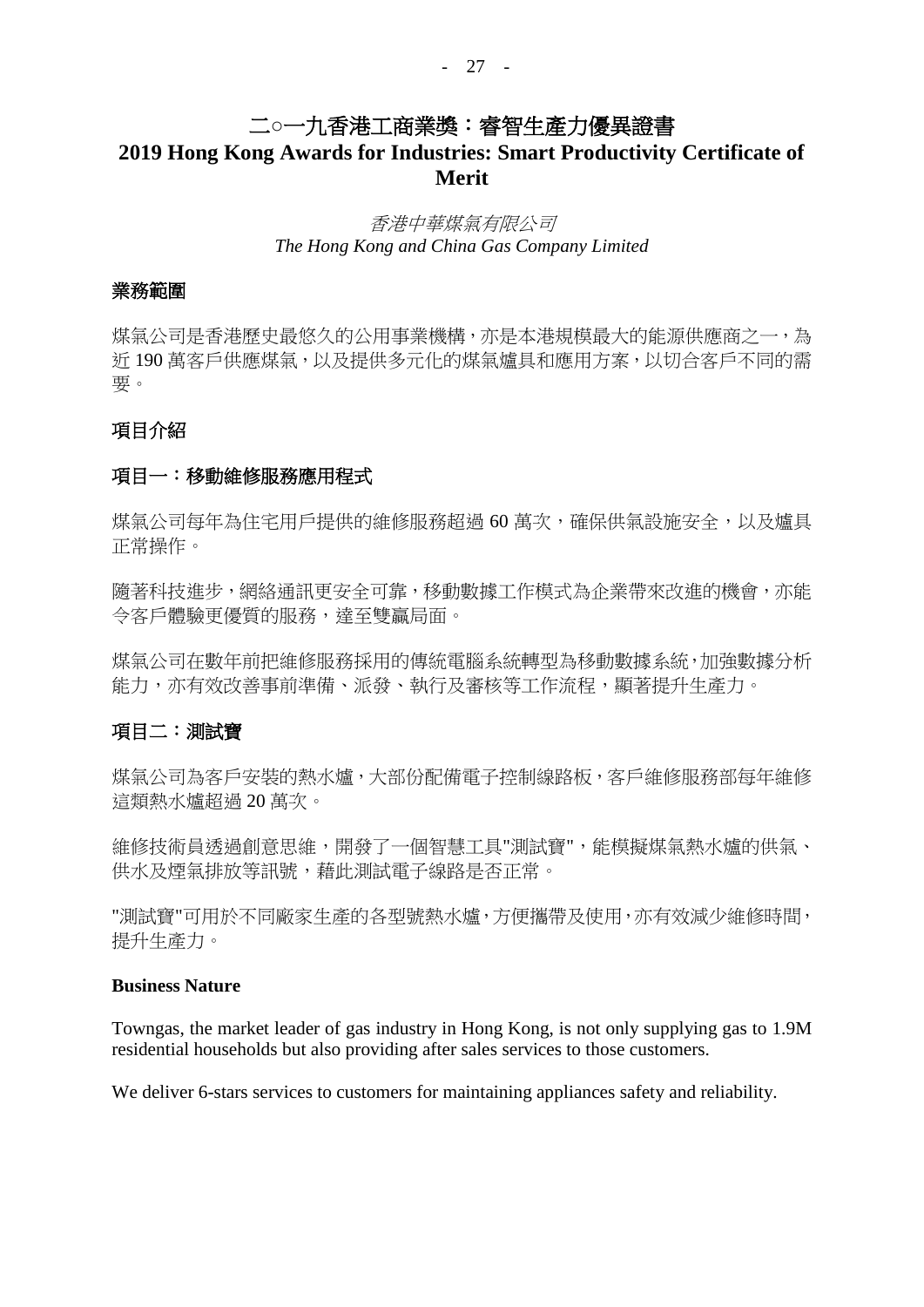# 二○一九香港工商業獎：睿智生產力優異證書
# 2019 Hong Kong Awards for Industries: Smart Productivity Certificate of Merit

*香港中華煤氣有限公司*
*The Hong Kong and China Gas Company Limited*

**業務範圍**

煤氣公司是香港歷史最悠久的公用事業機構，亦是本港規模最大的能源供應商之一，為近 190 萬客戶供應煤氣，以及提供多元化的煤氣爐具和應用方案，以切合客戶不同的需要。

**項目介紹**

**項目一：移動維修服務應用程式**

煤氣公司每年為住宅用戶提供的維修服務超過 60 萬次，確保供氣設施安全，以及爐具正常操作。

隨著科技進步，網絡通訊更安全可靠，移動數據工作模式為企業帶來改進的機會，亦能令客戶體驗更優質的服務，達至雙贏局面。

煤氣公司在數年前把維修服務採用的傳統電腦系統轉型為移動數據系統，加強數據分析能力，亦有效改善事前準備、派發、執行及審核等工作流程，顯著提升生產力。

**項目二：測試寶**

煤氣公司為客戶安裝的熱水爐，大部份配備電子控制線路板，客戶維修服務部每年維修這類熱水爐超過 20 萬次。

維修技術員透過創意思維，開發了一個智慧工具"測試寶"，能模擬煤氣熱水爐的供氣、供水及煙氣排放等訊號，藉此測試電子線路是否正常。

"測試寶"可用於不同廠家生產的各型號熱水爐，方便攜帶及使用，亦有效減少維修時間，提升生產力。

**Business Nature**

Towngas, the market leader of gas industry in Hong Kong, is not only supplying gas to 1.9M residential households but also providing after sales services to those customers.

We deliver 6-stars services to customers for maintaining appliances safety and reliability.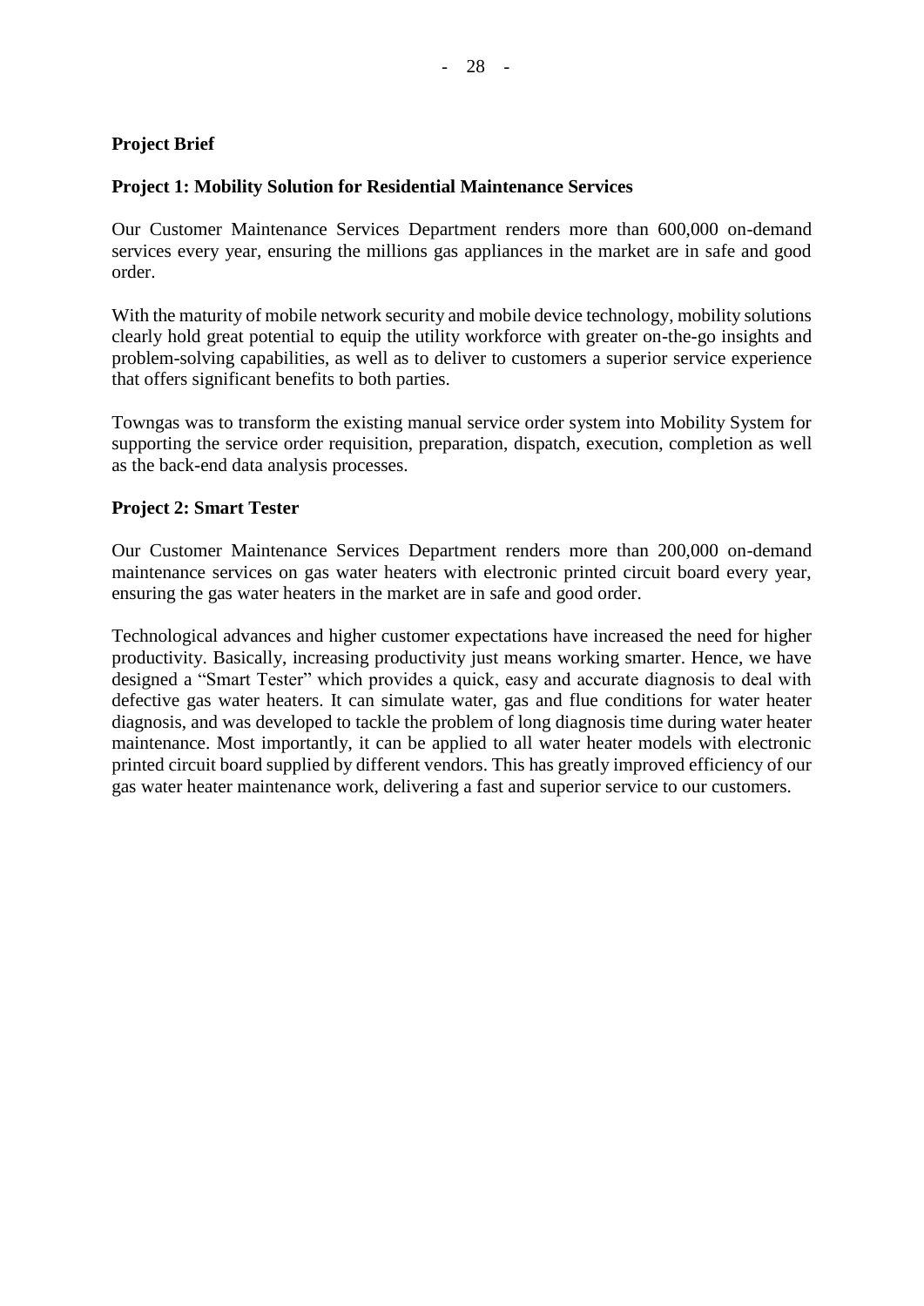**Project Brief**

**Project 1: Mobility Solution for Residential Maintenance Services**

Our Customer Maintenance Services Department renders more than 600,000 on-demand services every year, ensuring the millions gas appliances in the market are in safe and good order.

With the maturity of mobile network security and mobile device technology, mobility solutions clearly hold great potential to equip the utility workforce with greater on-the-go insights and problem-solving capabilities, as well as to deliver to customers a superior service experience that offers significant benefits to both parties.

Towngas was to transform the existing manual service order system into Mobility System for supporting the service order requisition, preparation, dispatch, execution, completion as well as the back-end data analysis processes.

**Project 2: Smart Tester**

Our Customer Maintenance Services Department renders more than 200,000 on-demand maintenance services on gas water heaters with electronic printed circuit board every year, ensuring the gas water heaters in the market are in safe and good order.

Technological advances and higher customer expectations have increased the need for higher productivity. Basically, increasing productivity just means working smarter. Hence, we have designed a "Smart Tester" which provides a quick, easy and accurate diagnosis to deal with defective gas water heaters. It can simulate water, gas and flue conditions for water heater diagnosis, and was developed to tackle the problem of long diagnosis time during water heater maintenance. Most importantly, it can be applied to all water heater models with electronic printed circuit board supplied by different vendors. This has greatly improved efficiency of our gas water heater maintenance work, delivering a fast and superior service to our customers.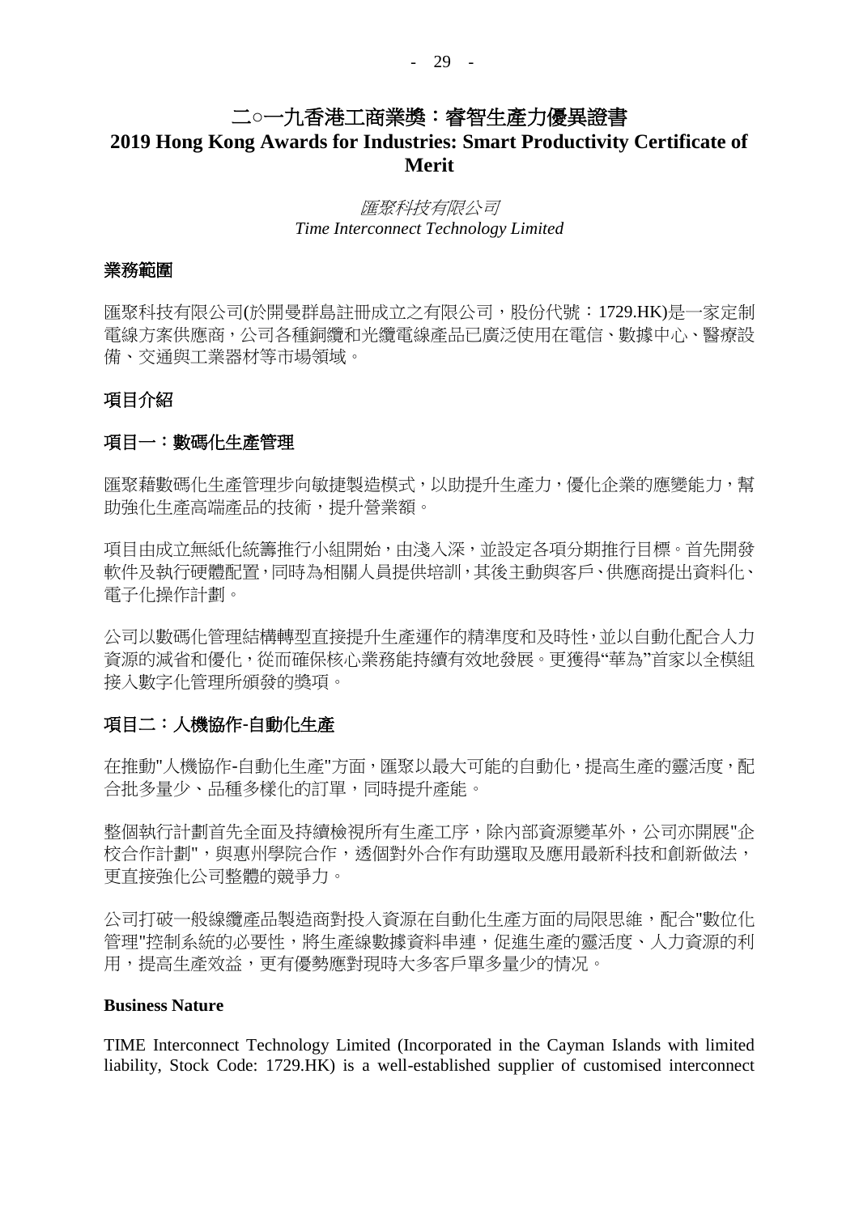# 二○一九香港工商業獎：睿智生產力優異證書
# 2019 Hong Kong Awards for Industries: Smart Productivity Certificate of Merit

*匯聚科技有限公司*
*Time Interconnect Technology Limited*

## 業務範圍

匯聚科技有限公司(於開曼群島註冊成立之有限公司，股份代號：1729.HK)是一家定制電線方案供應商，公司各種銅纜和光纜電線產品已廣泛使用在電信、數據中心、醫療設備、交通與工業器材等市場領域。

## 項目介紹

### 項目一：數碼化生產管理

匯聚藉數碼化生產管理步向敏捷製造模式，以助提升生產力，優化企業的應變能力，幫助強化生產高端產品的技術，提升營業額。

項目由成立無紙化統籌推行小組開始，由淺入深，並設定各項分期推行目標。首先開發軟件及執行硬體配置，同時為相關人員提供培訓，其後主動與客戶、供應商提出資料化、電子化操作計劃。

公司以數碼化管理結構轉型直接提升生產運作的精準度和及時性，並以自動化配合人力資源的減省和優化，從而確保核心業務能持續有效地發展。更獲得“華為”首家以全模組接入數字化管理所頒發的獎項。

### 項目二：人機協作-自動化生產

在推動"人機協作-自動化生產"方面，匯聚以最大可能的自動化，提高生產的靈活度，配合批多量少、品種多樣化的訂單，同時提升產能。

整個執行計劃首先全面及持續檢視所有生產工序，除內部資源變革外，公司亦開展"企校合作計劃"，與惠州學院合作，透過對外合作有助選取及應用最新科技和創新做法，更直接強化公司整體的競爭力。

公司打破一般線纜產品製造商對投入資源在自動化生產方面的局限思維，配合"數位化管理"控制系統的必要性，將生產線數據資料串連，促進生產的靈活度、人力資源的利用，提高生產效益，更有優勢應對現時大多客戶單多量少的情況。

**Business Nature**

TIME Interconnect Technology Limited (Incorporated in the Cayman Islands with limited liability, Stock Code: 1729.HK) is a well-established supplier of customised interconnect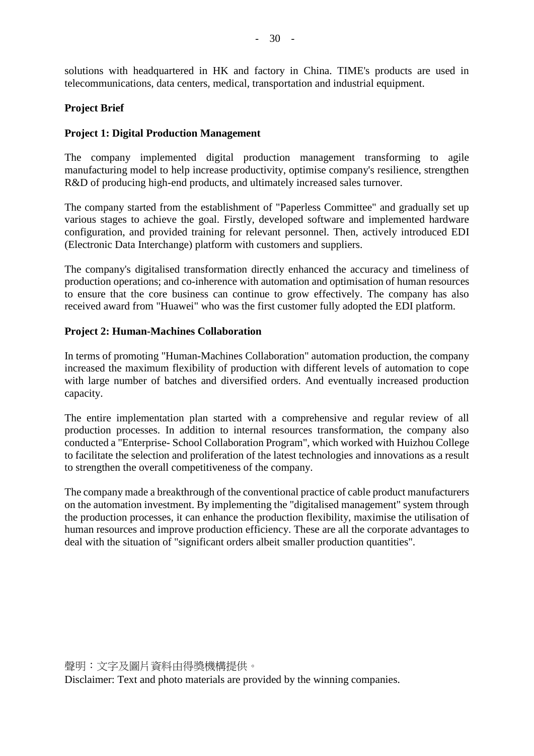solutions with headquartered in HK and factory in China. TIME's products are used in telecommunications, data centers, medical, transportation and industrial equipment.

**Project Brief**

**Project 1: Digital Production Management**

The company implemented digital production management transforming to agile manufacturing model to help increase productivity, optimise company's resilience, strengthen R&D of producing high-end products, and ultimately increased sales turnover.

The company started from the establishment of "Paperless Committee" and gradually set up various stages to achieve the goal. Firstly, developed software and implemented hardware configuration, and provided training for relevant personnel. Then, actively introduced EDI (Electronic Data Interchange) platform with customers and suppliers.

The company's digitalised transformation directly enhanced the accuracy and timeliness of production operations; and co-inherence with automation and optimisation of human resources to ensure that the core business can continue to grow effectively. The company has also received award from "Huawei" who was the first customer fully adopted the EDI platform.

**Project 2: Human-Machines Collaboration**

In terms of promoting "Human-Machines Collaboration" automation production, the company increased the maximum flexibility of production with different levels of automation to cope with large number of batches and diversified orders. And eventually increased production capacity.

The entire implementation plan started with a comprehensive and regular review of all production processes. In addition to internal resources transformation, the company also conducted a "Enterprise- School Collaboration Program", which worked with Huizhou College to facilitate the selection and proliferation of the latest technologies and innovations as a result to strengthen the overall competitiveness of the company.

The company made a breakthrough of the conventional practice of cable product manufacturers on the automation investment. By implementing the "digitalised management" system through the production processes, it can enhance the production flexibility, maximise the utilisation of human resources and improve production efficiency. These are all the corporate advantages to deal with the situation of "significant orders albeit smaller production quantities".

聲明：文字及圖片資料由得獎機構提供。
Disclaimer: Text and photo materials are provided by the winning companies.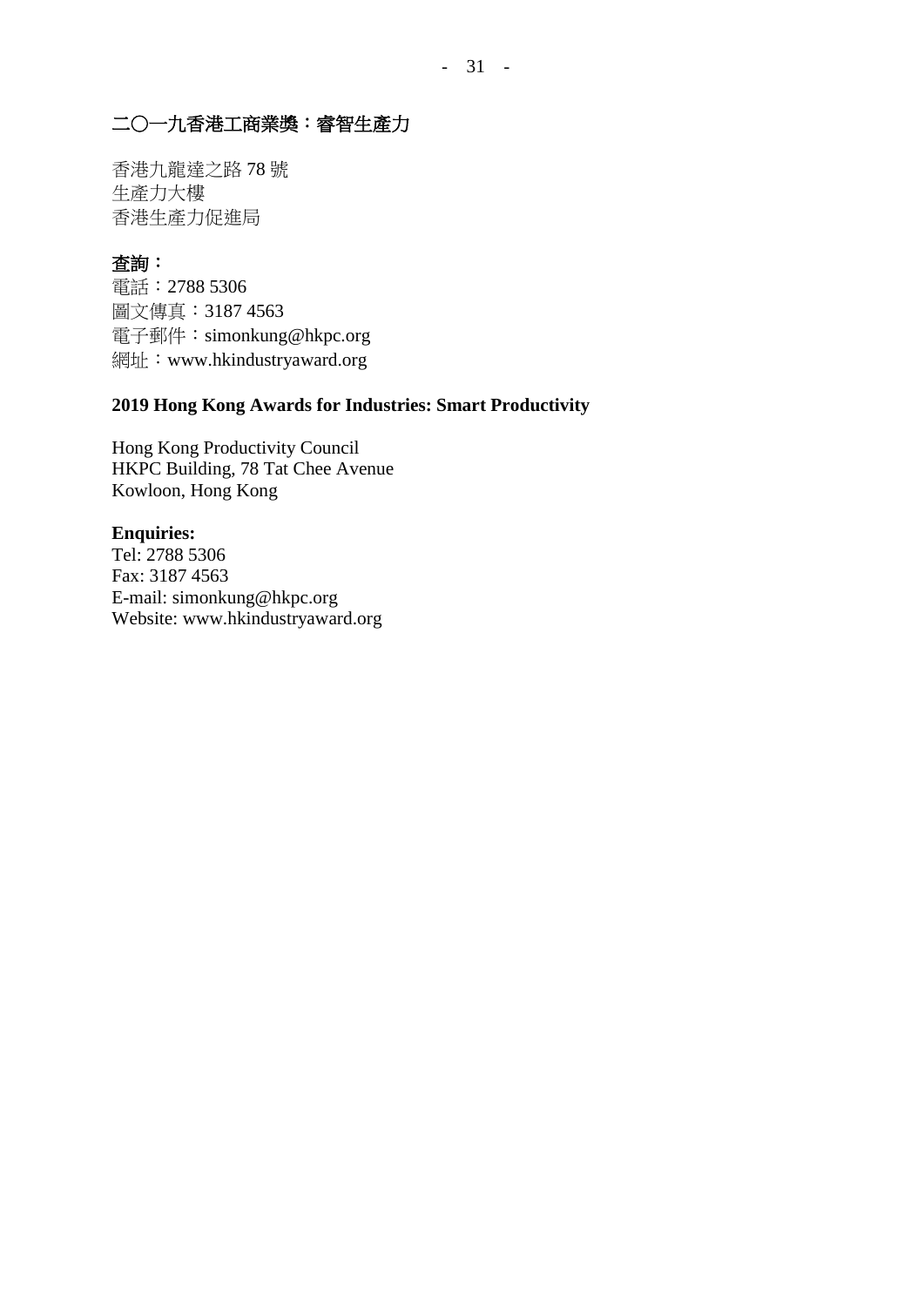**二〇一九香港工商業獎：睿智生產力**

香港九龍達之路 78 號
生產力大樓
香港生產力促進局

**查詢：**
電話：2788 5306
圖文傳真：3187 4563
電子郵件：simonkung@hkpc.org
網址：www.hkindustryaward.org

**2019 Hong Kong Awards for Industries: Smart Productivity**

Hong Kong Productivity Council
HKPC Building, 78 Tat Chee Avenue
Kowloon, Hong Kong

**Enquiries:**
Tel: 2788 5306
Fax: 3187 4563
E-mail: simonkung@hkpc.org
Website: www.hkindustryaward.org